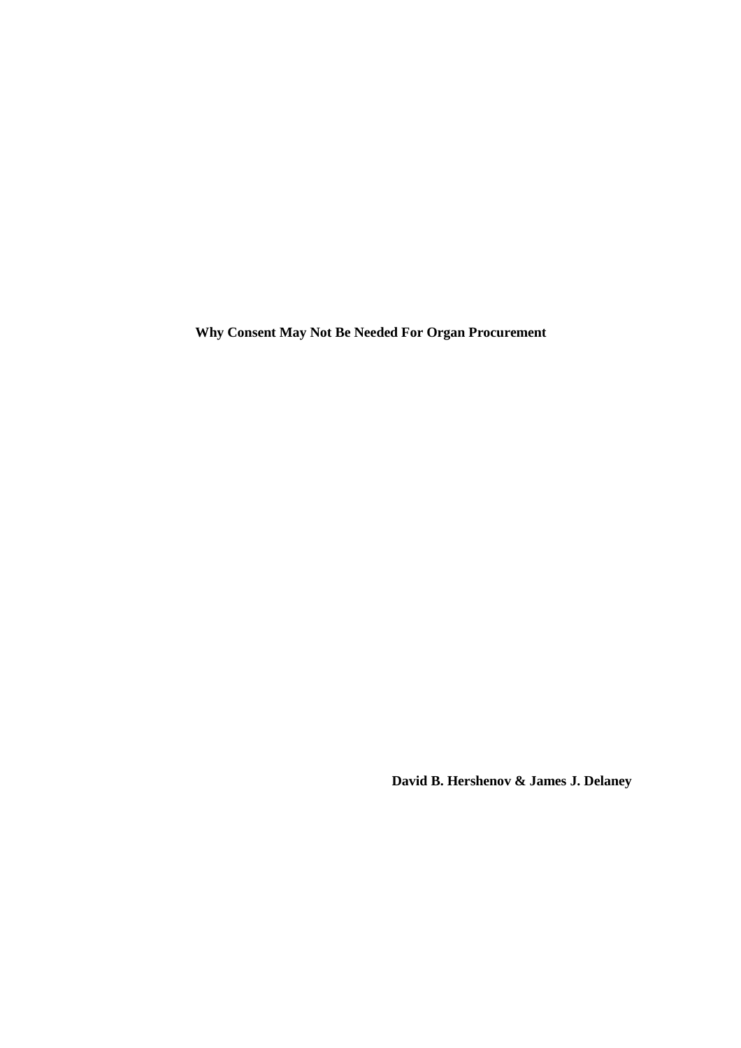# Why Consent May Not Be Needed For Organ Procurement

**David B. Hershenov & James J. Delaney**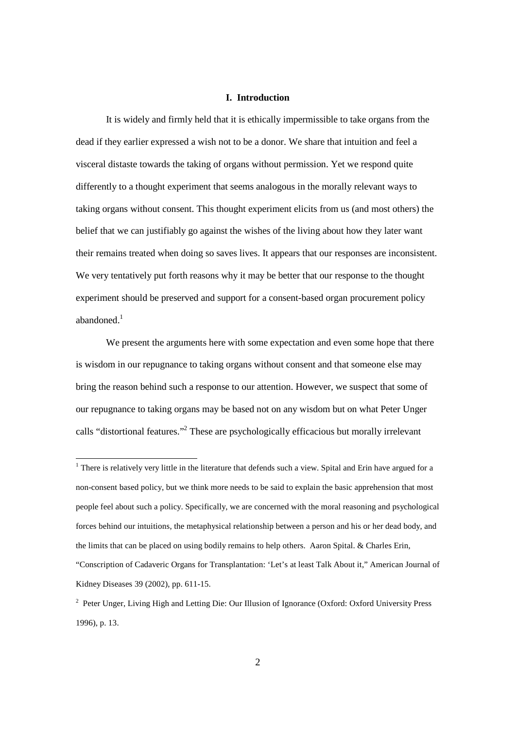## I. Introduction

It is widely and firmly held that it is ethically impermissible to take organs from the dead if they earlier expressed a wish not to be a donor. We share that intuition and feel a visceral distaste towards the taking of organs without permission. Yet we respond quite differently to a thought experiment that seems analogous in the morally relevant ways to taking organs without consent. This thought experiment elicits from us (and most others) the belief that we can justifiably go against the wishes of the living about how they later want their remains treated when doing so saves lives. It appears that our responses are inconsistent. We very tentatively put forth reasons why it may be better that our response to the thought experiment should be preserved and support for a consent-based organ procurement policy abandoned.[1]

We present the arguments here with some expectation and even some hope that there is wisdom in our repugnance to taking organs without consent and that someone else may bring the reason behind such a response to our attention. However, we suspect that some of our repugnance to taking organs may be based not on any wisdom but on what Peter Unger calls "distortional features."[2] These are psychologically efficacious but morally irrelevant

---

[1] There is relatively very little in the literature that defends such a view. Spital and Erin have argued for a non-consent based policy, but we think more needs to be said to explain the basic apprehension that most people feel about such a policy. Specifically, we are concerned with the moral reasoning and psychological forces behind our intuitions, the metaphysical relationship between a person and his or her dead body, and the limits that can be placed on using bodily remains to help others. Aaron Spital. & Charles Erin, "Conscription of Cadaveric Organs for Transplantation: 'Let's at least Talk About it," American Journal of Kidney Diseases 39 (2002), pp. 611-15.

[2] Peter Unger, Living High and Letting Die: Our Illusion of Ignorance (Oxford: Oxford University Press 1996), p. 13.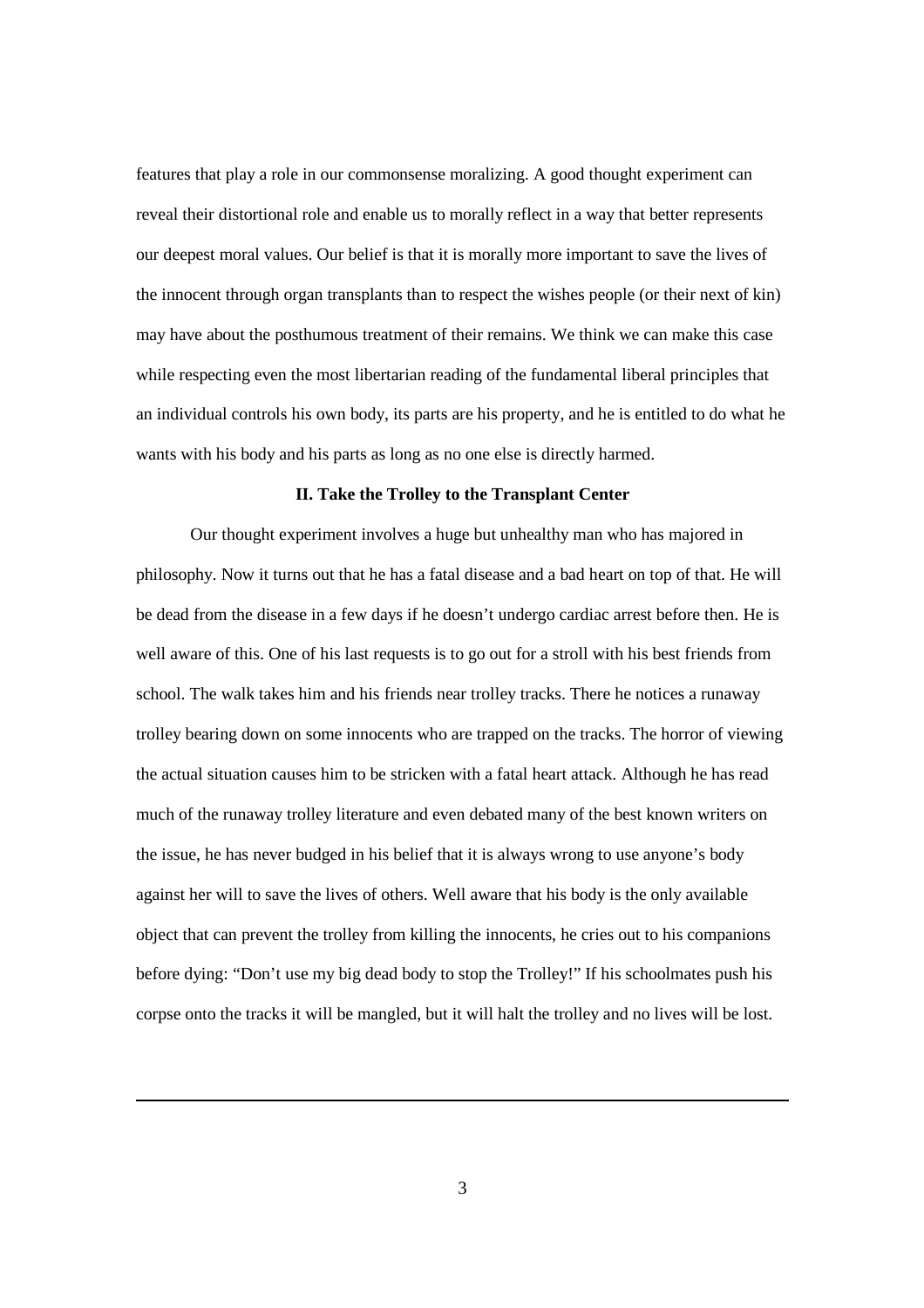features that play a role in our commonsense moralizing. A good thought experiment can reveal their distortional role and enable us to morally reflect in a way that better represents our deepest moral values. Our belief is that it is morally more important to save the lives of the innocent through organ transplants than to respect the wishes people (or their next of kin) may have about the posthumous treatment of their remains. We think we can make this case while respecting even the most libertarian reading of the fundamental liberal principles that an individual controls his own body, its parts are his property, and he is entitled to do what he wants with his body and his parts as long as no one else is directly harmed.

## II. Take the Trolley to the Transplant Center

Our thought experiment involves a huge but unhealthy man who has majored in philosophy. Now it turns out that he has a fatal disease and a bad heart on top of that. He will be dead from the disease in a few days if he doesn't undergo cardiac arrest before then. He is well aware of this. One of his last requests is to go out for a stroll with his best friends from school. The walk takes him and his friends near trolley tracks. There he notices a runaway trolley bearing down on some innocents who are trapped on the tracks. The horror of viewing the actual situation causes him to be stricken with a fatal heart attack. Although he has read much of the runaway trolley literature and even debated many of the best known writers on the issue, he has never budged in his belief that it is always wrong to use anyone's body against her will to save the lives of others. Well aware that his body is the only available object that can prevent the trolley from killing the innocents, he cries out to his companions before dying: "Don't use my big dead body to stop the Trolley!" If his schoolmates push his corpse onto the tracks it will be mangled, but it will halt the trolley and no lives will be lost.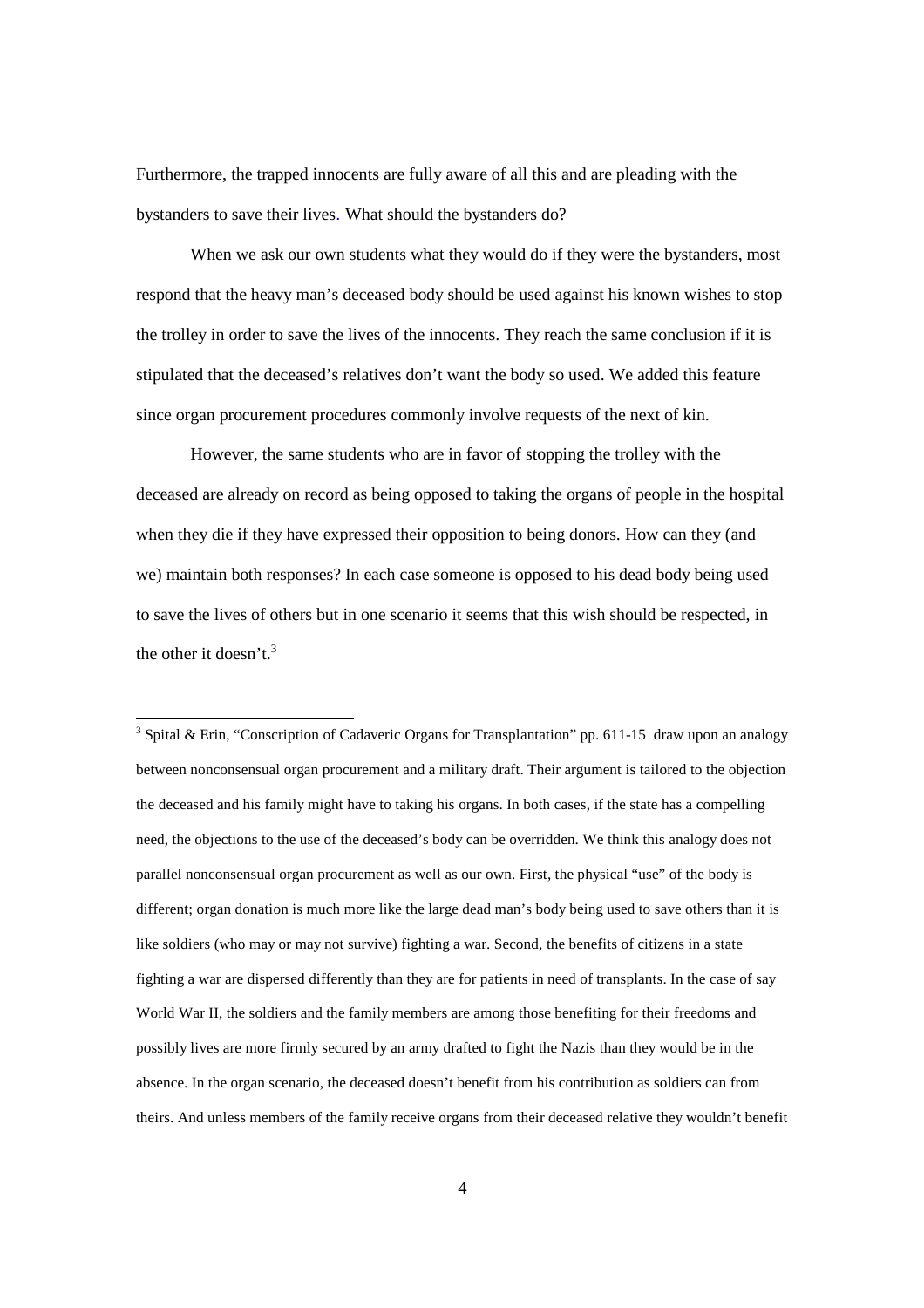Furthermore, the trapped innocents are fully aware of all this and are pleading with the bystanders to save their lives. What should the bystanders do?

When we ask our own students what they would do if they were the bystanders, most respond that the heavy man's deceased body should be used against his known wishes to stop the trolley in order to save the lives of the innocents. They reach the same conclusion if it is stipulated that the deceased's relatives don't want the body so used. We added this feature since organ procurement procedures commonly involve requests of the next of kin.

However, the same students who are in favor of stopping the trolley with the deceased are already on record as being opposed to taking the organs of people in the hospital when they die if they have expressed their opposition to being donors. How can they (and we) maintain both responses? In each case someone is opposed to his dead body being used to save the lives of others but in one scenario it seems that this wish should be respected, in the other it doesn't.[3]

[3] Spital & Erin, "Conscription of Cadaveric Organs for Transplantation" pp. 611-15 draw upon an analogy between nonconsensual organ procurement and a military draft. Their argument is tailored to the objection the deceased and his family might have to taking his organs. In both cases, if the state has a compelling need, the objections to the use of the deceased's body can be overridden. We think this analogy does not parallel nonconsensual organ procurement as well as our own. First, the physical "use" of the body is different; organ donation is much more like the large dead man's body being used to save others than it is like soldiers (who may or may not survive) fighting a war. Second, the benefits of citizens in a state fighting a war are dispersed differently than they are for patients in need of transplants. In the case of say World War II, the soldiers and the family members are among those benefiting for their freedoms and possibly lives are more firmly secured by an army drafted to fight the Nazis than they would be in the absence. In the organ scenario, the deceased doesn't benefit from his contribution as soldiers can from theirs. And unless members of the family receive organs from their deceased relative they wouldn't benefit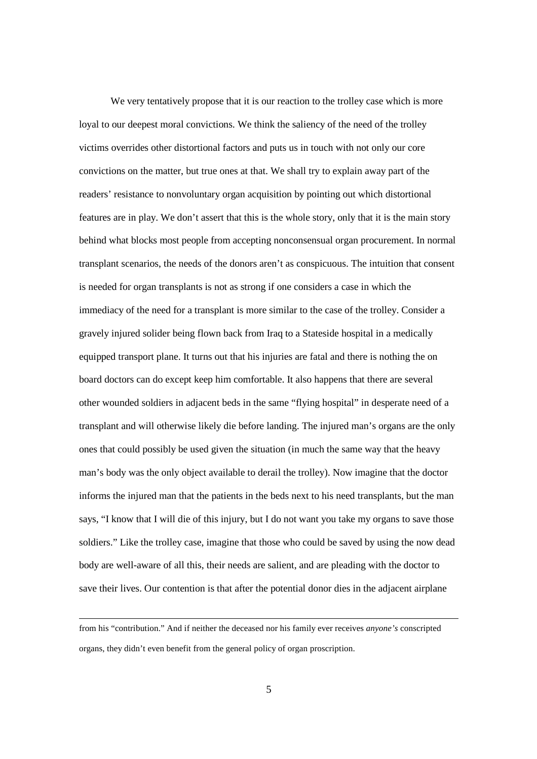We very tentatively propose that it is our reaction to the trolley case which is more loyal to our deepest moral convictions. We think the saliency of the need of the trolley victims overrides other distortional factors and puts us in touch with not only our core convictions on the matter, but true ones at that. We shall try to explain away part of the readers' resistance to nonvoluntary organ acquisition by pointing out which distortional features are in play. We don't assert that this is the whole story, only that it is the main story behind what blocks most people from accepting nonconsensual organ procurement. In normal transplant scenarios, the needs of the donors aren't as conspicuous. The intuition that consent is needed for organ transplants is not as strong if one considers a case in which the immediacy of the need for a transplant is more similar to the case of the trolley. Consider a gravely injured solider being flown back from Iraq to a Stateside hospital in a medically equipped transport plane. It turns out that his injuries are fatal and there is nothing the on board doctors can do except keep him comfortable. It also happens that there are several other wounded soldiers in adjacent beds in the same "flying hospital" in desperate need of a transplant and will otherwise likely die before landing. The injured man's organs are the only ones that could possibly be used given the situation (in much the same way that the heavy man's body was the only object available to derail the trolley). Now imagine that the doctor informs the injured man that the patients in the beds next to his need transplants, but the man says, "I know that I will die of this injury, but I do not want you take my organs to save those soldiers." Like the trolley case, imagine that those who could be saved by using the now dead body are well-aware of all this, their needs are salient, and are pleading with the doctor to save their lives. Our contention is that after the potential donor dies in the adjacent airplane

---

from his "contribution." And if neither the deceased nor his family ever receives *anyone's* conscripted organs, they didn't even benefit from the general policy of organ proscription.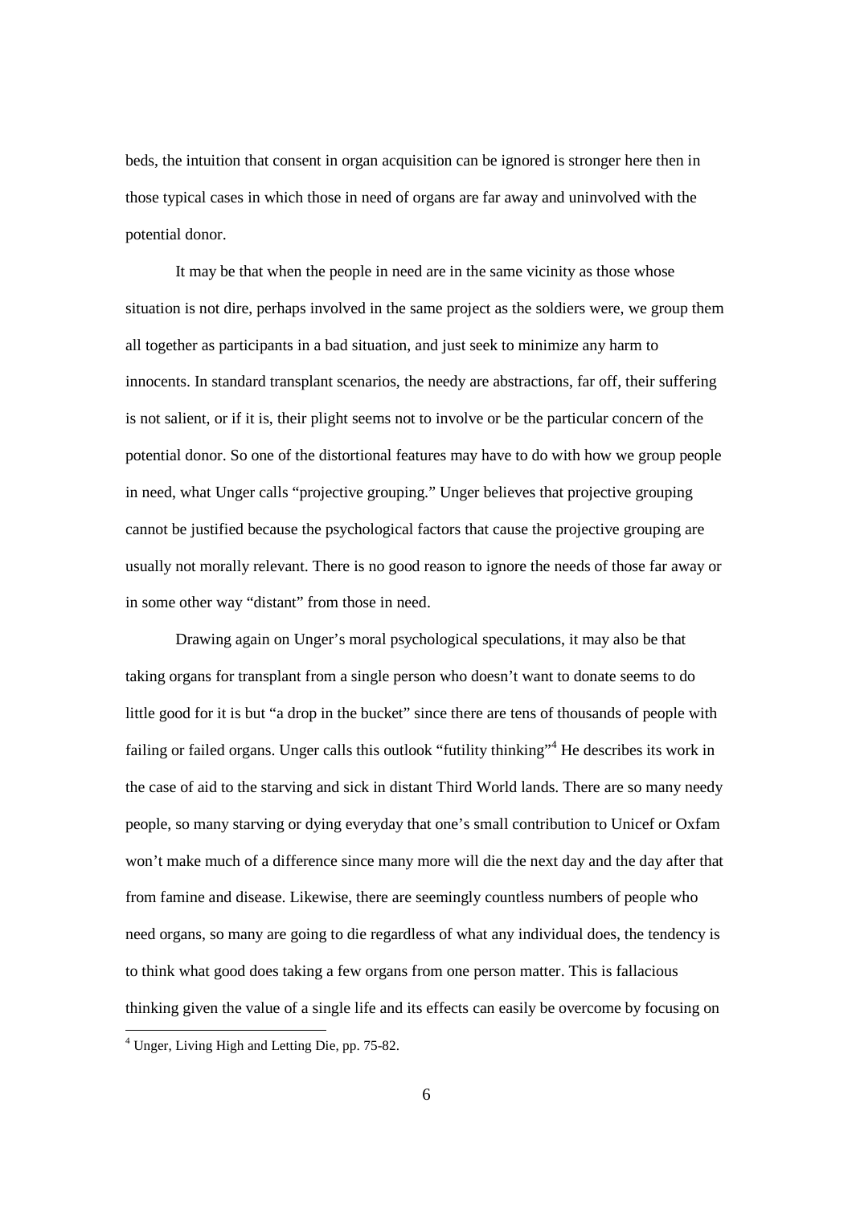beds, the intuition that consent in organ acquisition can be ignored is stronger here then in those typical cases in which those in need of organs are far away and uninvolved with the potential donor.

It may be that when the people in need are in the same vicinity as those whose situation is not dire, perhaps involved in the same project as the soldiers were, we group them all together as participants in a bad situation, and just seek to minimize any harm to innocents. In standard transplant scenarios, the needy are abstractions, far off, their suffering is not salient, or if it is, their plight seems not to involve or be the particular concern of the potential donor. So one of the distortional features may have to do with how we group people in need, what Unger calls "projective grouping." Unger believes that projective grouping cannot be justified because the psychological factors that cause the projective grouping are usually not morally relevant. There is no good reason to ignore the needs of those far away or in some other way "distant" from those in need.

Drawing again on Unger's moral psychological speculations, it may also be that taking organs for transplant from a single person who doesn't want to donate seems to do little good for it is but "a drop in the bucket" since there are tens of thousands of people with failing or failed organs. Unger calls this outlook "futility thinking"[4] He describes its work in the case of aid to the starving and sick in distant Third World lands. There are so many needy people, so many starving or dying everyday that one's small contribution to Unicef or Oxfam won't make much of a difference since many more will die the next day and the day after that from famine and disease. Likewise, there are seemingly countless numbers of people who need organs, so many are going to die regardless of what any individual does, the tendency is to think what good does taking a few organs from one person matter. This is fallacious thinking given the value of a single life and its effects can easily be overcome by focusing on

[4] Unger, Living High and Letting Die, pp. 75-82.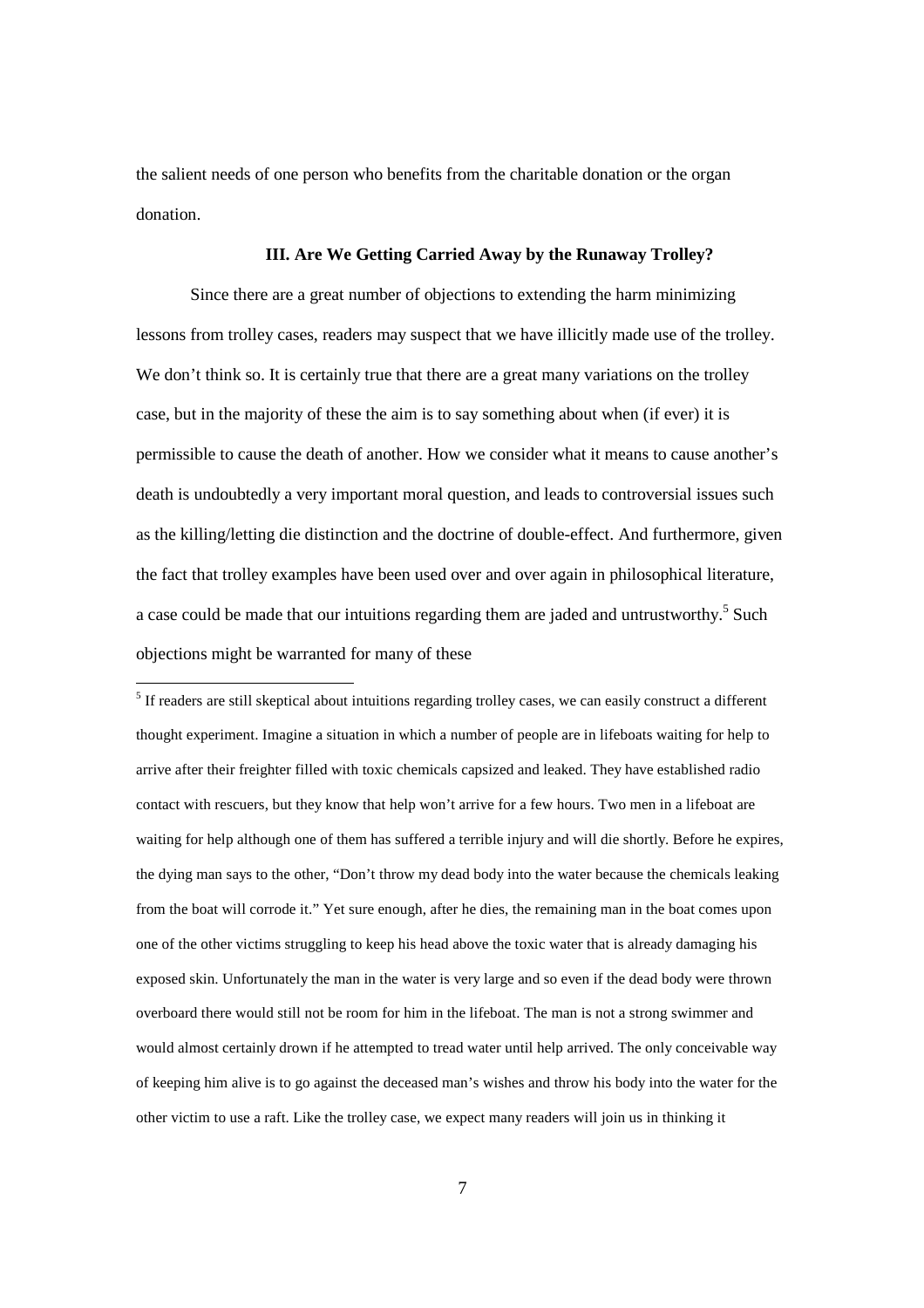the salient needs of one person who benefits from the charitable donation or the organ donation.

### III. Are We Getting Carried Away by the Runaway Trolley?

Since there are a great number of objections to extending the harm minimizing lessons from trolley cases, readers may suspect that we have illicitly made use of the trolley. We don't think so. It is certainly true that there are a great many variations on the trolley case, but in the majority of these the aim is to say something about when (if ever) it is permissible to cause the death of another. How we consider what it means to cause another's death is undoubtedly a very important moral question, and leads to controversial issues such as the killing/letting die distinction and the doctrine of double-effect. And furthermore, given the fact that trolley examples have been used over and over again in philosophical literature, a case could be made that our intuitions regarding them are jaded and untrustworthy.[5] Such objections might be warranted for many of these

---

[5] If readers are still skeptical about intuitions regarding trolley cases, we can easily construct a different thought experiment. Imagine a situation in which a number of people are in lifeboats waiting for help to arrive after their freighter filled with toxic chemicals capsized and leaked. They have established radio contact with rescuers, but they know that help won't arrive for a few hours. Two men in a lifeboat are waiting for help although one of them has suffered a terrible injury and will die shortly. Before he expires, the dying man says to the other, "Don't throw my dead body into the water because the chemicals leaking from the boat will corrode it." Yet sure enough, after he dies, the remaining man in the boat comes upon one of the other victims struggling to keep his head above the toxic water that is already damaging his exposed skin. Unfortunately the man in the water is very large and so even if the dead body were thrown overboard there would still not be room for him in the lifeboat. The man is not a strong swimmer and would almost certainly drown if he attempted to tread water until help arrived. The only conceivable way of keeping him alive is to go against the deceased man's wishes and throw his body into the water for the other victim to use a raft. Like the trolley case, we expect many readers will join us in thinking it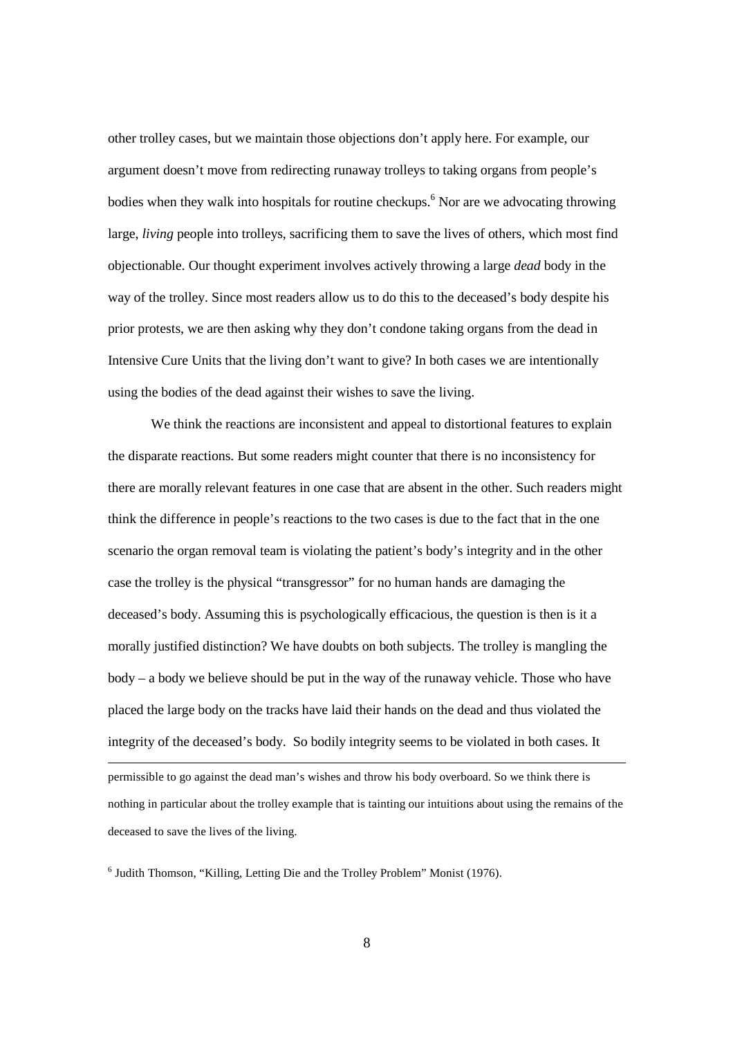other trolley cases, but we maintain those objections don't apply here. For example, our argument doesn't move from redirecting runaway trolleys to taking organs from people's bodies when they walk into hospitals for routine checkups.[6] Nor are we advocating throwing large, *living* people into trolleys, sacrificing them to save the lives of others, which most find objectionable. Our thought experiment involves actively throwing a large *dead* body in the way of the trolley. Since most readers allow us to do this to the deceased's body despite his prior protests, we are then asking why they don't condone taking organs from the dead in Intensive Cure Units that the living don't want to give? In both cases we are intentionally using the bodies of the dead against their wishes to save the living.

We think the reactions are inconsistent and appeal to distortional features to explain the disparate reactions. But some readers might counter that there is no inconsistency for there are morally relevant features in one case that are absent in the other. Such readers might think the difference in people's reactions to the two cases is due to the fact that in the one scenario the organ removal team is violating the patient's body's integrity and in the other case the trolley is the physical "transgressor" for no human hands are damaging the deceased's body. Assuming this is psychologically efficacious, the question is then is it a morally justified distinction? We have doubts on both subjects. The trolley is mangling the body – a body we believe should be put in the way of the runaway vehicle. Those who have placed the large body on the tracks have laid their hands on the dead and thus violated the integrity of the deceased's body. So bodily integrity seems to be violated in both cases. It

---

permissible to go against the dead man's wishes and throw his body overboard. So we think there is nothing in particular about the trolley example that is tainting our intuitions about using the remains of the deceased to save the lives of the living.

[6] Judith Thomson, "Killing, Letting Die and the Trolley Problem" Monist (1976).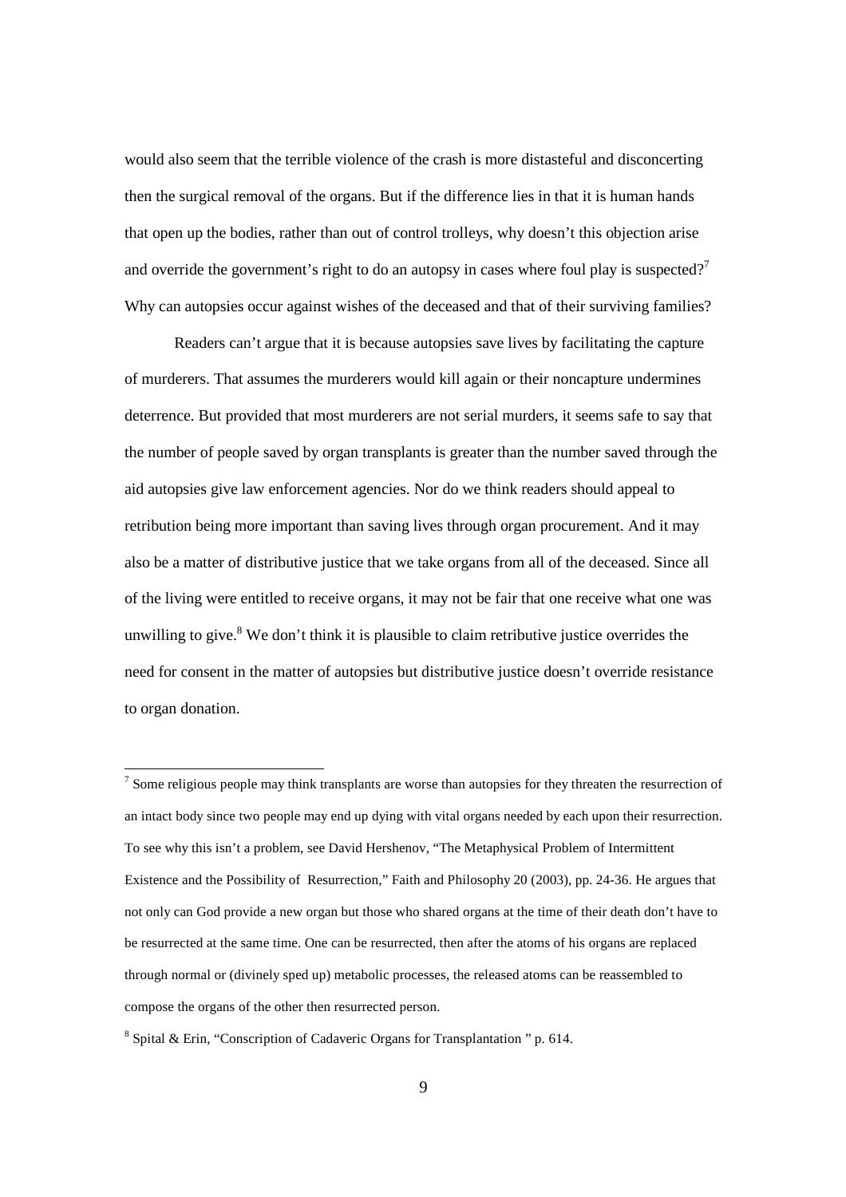would also seem that the terrible violence of the crash is more distasteful and disconcerting then the surgical removal of the organs. But if the difference lies in that it is human hands that open up the bodies, rather than out of control trolleys, why doesn't this objection arise and override the government's right to do an autopsy in cases where foul play is suspected?[7] Why can autopsies occur against wishes of the deceased and that of their surviving families?

Readers can't argue that it is because autopsies save lives by facilitating the capture of murderers. That assumes the murderers would kill again or their noncapture undermines deterrence. But provided that most murderers are not serial murders, it seems safe to say that the number of people saved by organ transplants is greater than the number saved through the aid autopsies give law enforcement agencies. Nor do we think readers should appeal to retribution being more important than saving lives through organ procurement. And it may also be a matter of distributive justice that we take organs from all of the deceased. Since all of the living were entitled to receive organs, it may not be fair that one receive what one was unwilling to give.[8] We don't think it is plausible to claim retributive justice overrides the need for consent in the matter of autopsies but distributive justice doesn't override resistance to organ donation.

---

[7] Some religious people may think transplants are worse than autopsies for they threaten the resurrection of an intact body since two people may end up dying with vital organs needed by each upon their resurrection. To see why this isn't a problem, see David Hershenov, "The Metaphysical Problem of Intermittent Existence and the Possibility of Resurrection," Faith and Philosophy 20 (2003), pp. 24-36. He argues that not only can God provide a new organ but those who shared organs at the time of their death don't have to be resurrected at the same time. One can be resurrected, then after the atoms of his organs are replaced through normal or (divinely sped up) metabolic processes, the released atoms can be reassembled to compose the organs of the other then resurrected person.

[8] Spital & Erin, "Conscription of Cadaveric Organs for Transplantation " p. 614.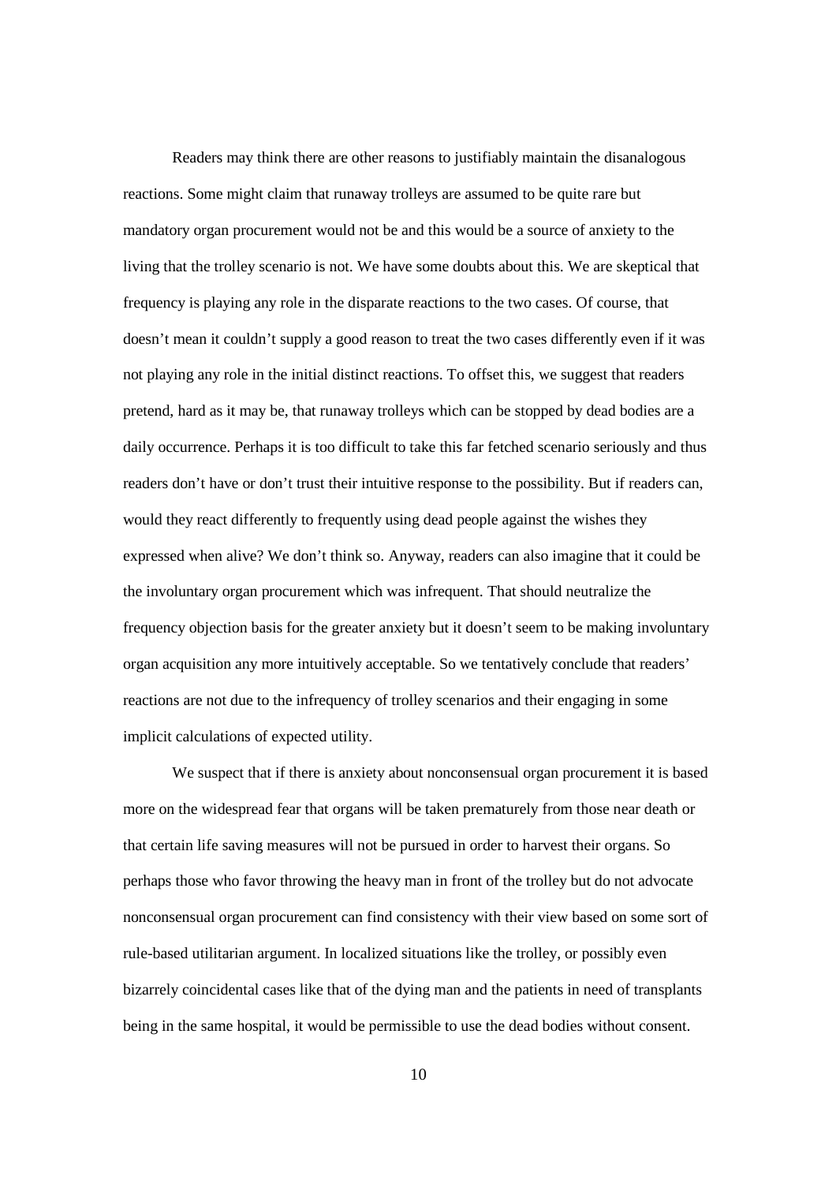Readers may think there are other reasons to justifiably maintain the disanalogous reactions. Some might claim that runaway trolleys are assumed to be quite rare but mandatory organ procurement would not be and this would be a source of anxiety to the living that the trolley scenario is not. We have some doubts about this. We are skeptical that frequency is playing any role in the disparate reactions to the two cases. Of course, that doesn't mean it couldn't supply a good reason to treat the two cases differently even if it was not playing any role in the initial distinct reactions. To offset this, we suggest that readers pretend, hard as it may be, that runaway trolleys which can be stopped by dead bodies are a daily occurrence. Perhaps it is too difficult to take this far fetched scenario seriously and thus readers don't have or don't trust their intuitive response to the possibility. But if readers can, would they react differently to frequently using dead people against the wishes they expressed when alive? We don't think so. Anyway, readers can also imagine that it could be the involuntary organ procurement which was infrequent. That should neutralize the frequency objection basis for the greater anxiety but it doesn't seem to be making involuntary organ acquisition any more intuitively acceptable. So we tentatively conclude that readers' reactions are not due to the infrequency of trolley scenarios and their engaging in some implicit calculations of expected utility.

We suspect that if there is anxiety about nonconsensual organ procurement it is based more on the widespread fear that organs will be taken prematurely from those near death or that certain life saving measures will not be pursued in order to harvest their organs. So perhaps those who favor throwing the heavy man in front of the trolley but do not advocate nonconsensual organ procurement can find consistency with their view based on some sort of rule-based utilitarian argument. In localized situations like the trolley, or possibly even bizarrely coincidental cases like that of the dying man and the patients in need of transplants being in the same hospital, it would be permissible to use the dead bodies without consent.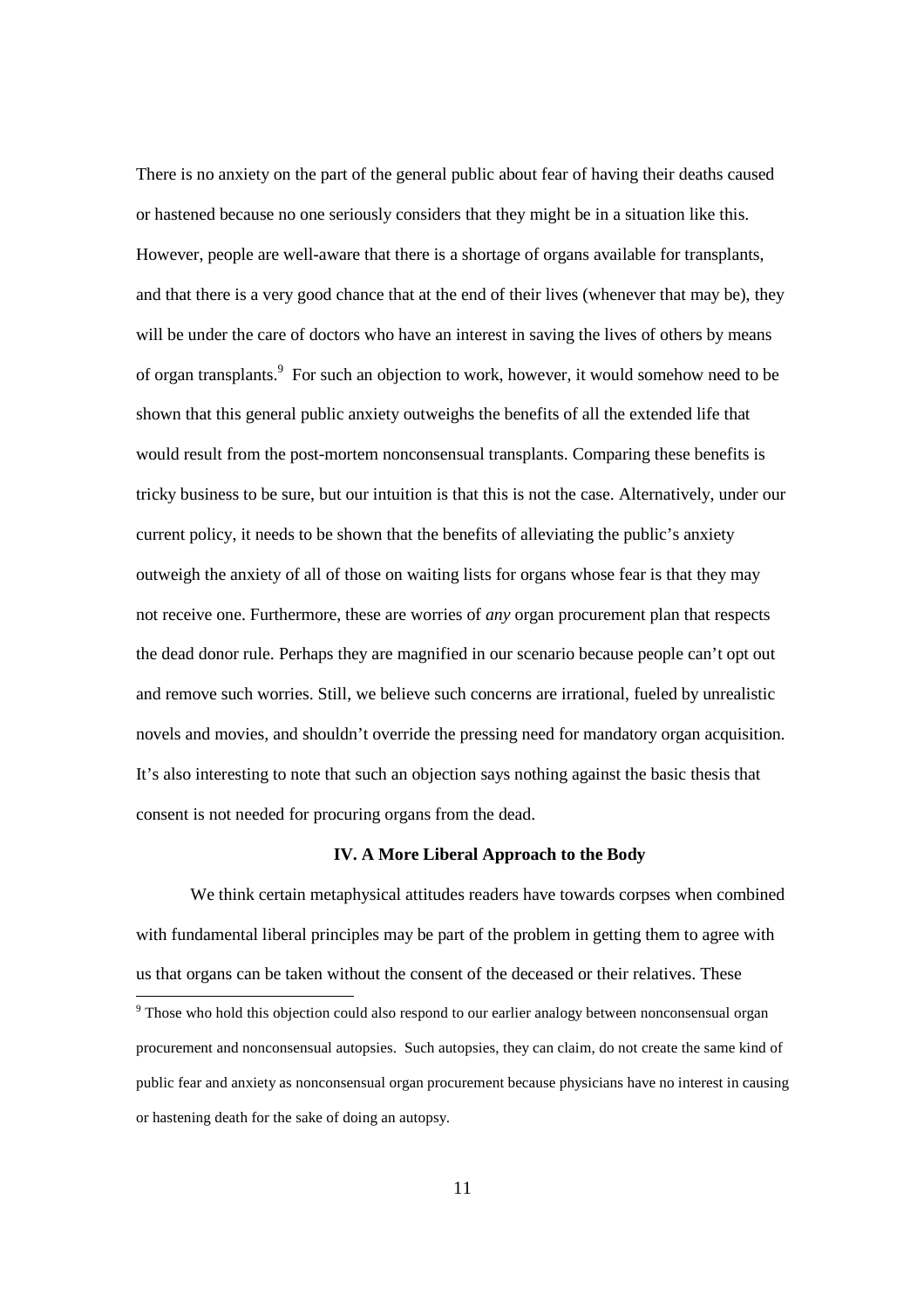There is no anxiety on the part of the general public about fear of having their deaths caused or hastened because no one seriously considers that they might be in a situation like this. However, people are well-aware that there is a shortage of organs available for transplants, and that there is a very good chance that at the end of their lives (whenever that may be), they will be under the care of doctors who have an interest in saving the lives of others by means of organ transplants.[9] For such an objection to work, however, it would somehow need to be shown that this general public anxiety outweighs the benefits of all the extended life that would result from the post-mortem nonconsensual transplants. Comparing these benefits is tricky business to be sure, but our intuition is that this is not the case. Alternatively, under our current policy, it needs to be shown that the benefits of alleviating the public's anxiety outweigh the anxiety of all of those on waiting lists for organs whose fear is that they may not receive one. Furthermore, these are worries of *any* organ procurement plan that respects the dead donor rule. Perhaps they are magnified in our scenario because people can't opt out and remove such worries. Still, we believe such concerns are irrational, fueled by unrealistic novels and movies, and shouldn't override the pressing need for mandatory organ acquisition. It's also interesting to note that such an objection says nothing against the basic thesis that consent is not needed for procuring organs from the dead.

## IV. A More Liberal Approach to the Body

We think certain metaphysical attitudes readers have towards corpses when combined with fundamental liberal principles may be part of the problem in getting them to agree with us that organs can be taken without the consent of the deceased or their relatives. These

[9] Those who hold this objection could also respond to our earlier analogy between nonconsensual organ procurement and nonconsensual autopsies. Such autopsies, they can claim, do not create the same kind of public fear and anxiety as nonconsensual organ procurement because physicians have no interest in causing or hastening death for the sake of doing an autopsy.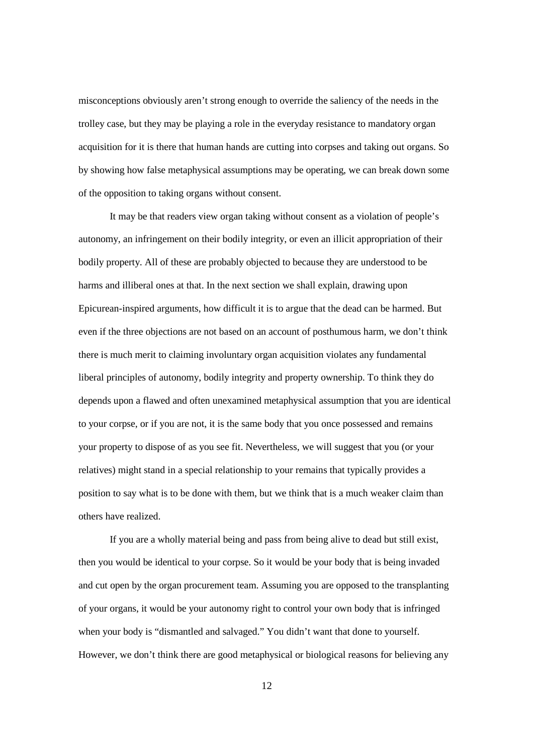misconceptions obviously aren't strong enough to override the saliency of the needs in the trolley case, but they may be playing a role in the everyday resistance to mandatory organ acquisition for it is there that human hands are cutting into corpses and taking out organs. So by showing how false metaphysical assumptions may be operating, we can break down some of the opposition to taking organs without consent.

It may be that readers view organ taking without consent as a violation of people's autonomy, an infringement on their bodily integrity, or even an illicit appropriation of their bodily property. All of these are probably objected to because they are understood to be harms and illiberal ones at that. In the next section we shall explain, drawing upon Epicurean-inspired arguments, how difficult it is to argue that the dead can be harmed. But even if the three objections are not based on an account of posthumous harm, we don't think there is much merit to claiming involuntary organ acquisition violates any fundamental liberal principles of autonomy, bodily integrity and property ownership. To think they do depends upon a flawed and often unexamined metaphysical assumption that you are identical to your corpse, or if you are not, it is the same body that you once possessed and remains your property to dispose of as you see fit. Nevertheless, we will suggest that you (or your relatives) might stand in a special relationship to your remains that typically provides a position to say what is to be done with them, but we think that is a much weaker claim than others have realized.

If you are a wholly material being and pass from being alive to dead but still exist, then you would be identical to your corpse. So it would be your body that is being invaded and cut open by the organ procurement team. Assuming you are opposed to the transplanting of your organs, it would be your autonomy right to control your own body that is infringed when your body is "dismantled and salvaged." You didn't want that done to yourself. However, we don't think there are good metaphysical or biological reasons for believing any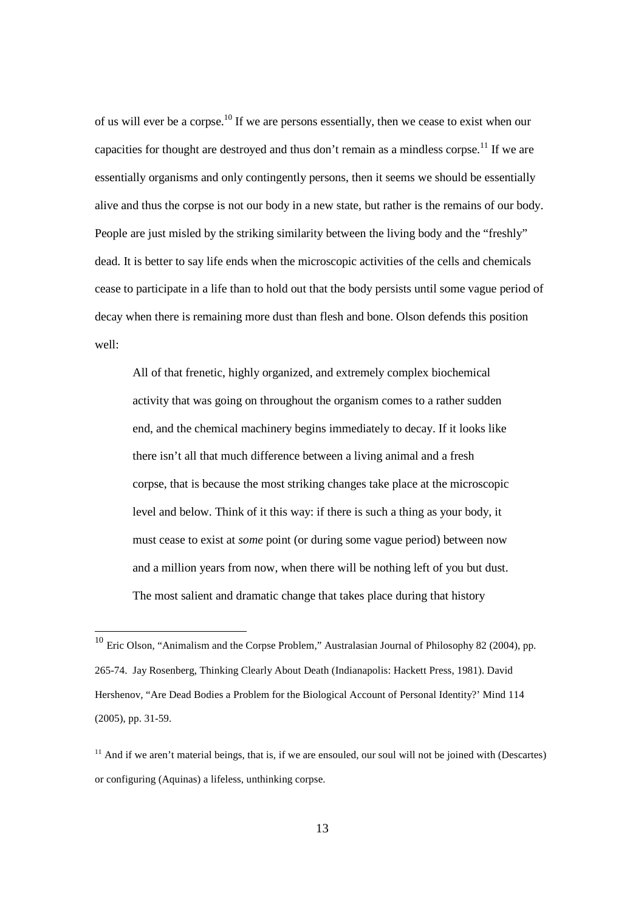of us will ever be a corpse.[10] If we are persons essentially, then we cease to exist when our capacities for thought are destroyed and thus don't remain as a mindless corpse.[11] If we are essentially organisms and only contingently persons, then it seems we should be essentially alive and thus the corpse is not our body in a new state, but rather is the remains of our body. People are just misled by the striking similarity between the living body and the "freshly" dead. It is better to say life ends when the microscopic activities of the cells and chemicals cease to participate in a life than to hold out that the body persists until some vague period of decay when there is remaining more dust than flesh and bone. Olson defends this position well:

> All of that frenetic, highly organized, and extremely complex biochemical activity that was going on throughout the organism comes to a rather sudden end, and the chemical machinery begins immediately to decay. If it looks like there isn't all that much difference between a living animal and a fresh corpse, that is because the most striking changes take place at the microscopic level and below. Think of it this way: if there is such a thing as your body, it must cease to exist at *some* point (or during some vague period) between now and a million years from now, when there will be nothing left of you but dust. The most salient and dramatic change that takes place during that history

---

[10] Eric Olson, "Animalism and the Corpse Problem," Australasian Journal of Philosophy 82 (2004), pp. 265-74. Jay Rosenberg, Thinking Clearly About Death (Indianapolis: Hackett Press, 1981). David Hershenov, "Are Dead Bodies a Problem for the Biological Account of Personal Identity?' Mind 114 (2005), pp. 31-59.

[11] And if we aren't material beings, that is, if we are ensouled, our soul will not be joined with (Descartes) or configuring (Aquinas) a lifeless, unthinking corpse.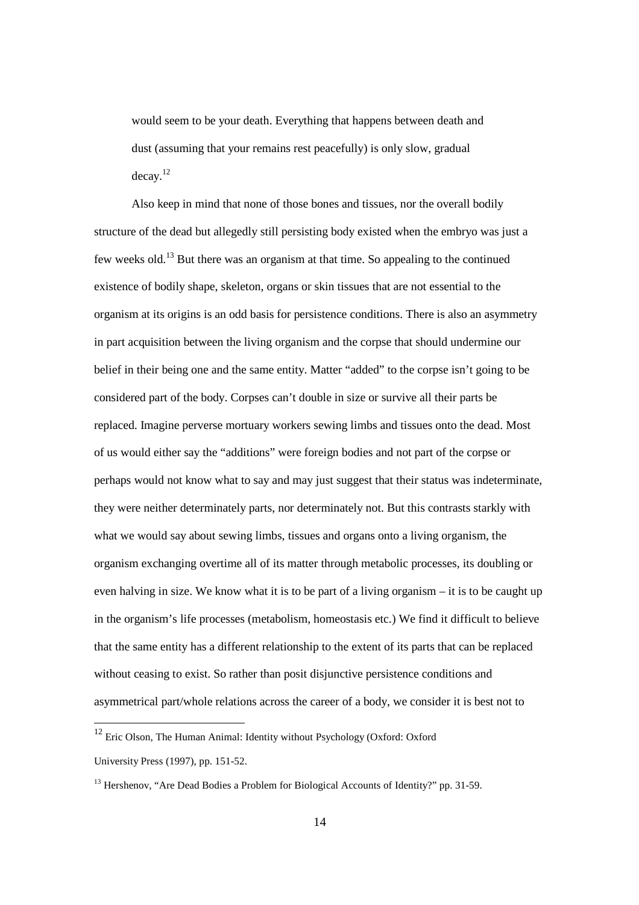> would seem to be your death. Everything that happens between death and dust (assuming that your remains rest peacefully) is only slow, gradual decay.[12]

Also keep in mind that none of those bones and tissues, nor the overall bodily structure of the dead but allegedly still persisting body existed when the embryo was just a few weeks old.[13] But there was an organism at that time. So appealing to the continued existence of bodily shape, skeleton, organs or skin tissues that are not essential to the organism at its origins is an odd basis for persistence conditions. There is also an asymmetry in part acquisition between the living organism and the corpse that should undermine our belief in their being one and the same entity. Matter "added" to the corpse isn't going to be considered part of the body. Corpses can't double in size or survive all their parts be replaced. Imagine perverse mortuary workers sewing limbs and tissues onto the dead. Most of us would either say the "additions" were foreign bodies and not part of the corpse or perhaps would not know what to say and may just suggest that their status was indeterminate, they were neither determinately parts, nor determinately not. But this contrasts starkly with what we would say about sewing limbs, tissues and organs onto a living organism, the organism exchanging overtime all of its matter through metabolic processes, its doubling or even halving in size. We know what it is to be part of a living organism – it is to be caught up in the organism's life processes (metabolism, homeostasis etc.) We find it difficult to believe that the same entity has a different relationship to the extent of its parts that can be replaced without ceasing to exist. So rather than posit disjunctive persistence conditions and asymmetrical part/whole relations across the career of a body, we consider it is best not to

---

[12] Eric Olson, The Human Animal: Identity without Psychology (Oxford: Oxford University Press (1997), pp. 151-52.

[13] Hershenov, "Are Dead Bodies a Problem for Biological Accounts of Identity?" pp. 31-59.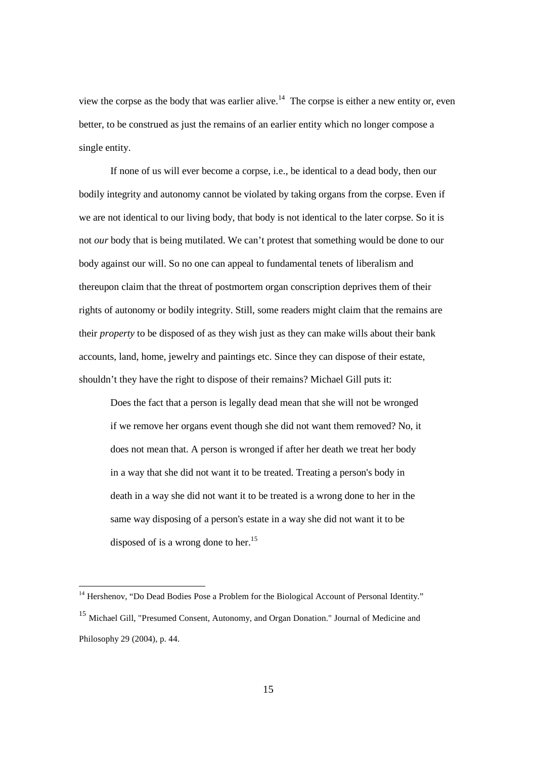view the corpse as the body that was earlier alive.[14] The corpse is either a new entity or, even better, to be construed as just the remains of an earlier entity which no longer compose a single entity.

If none of us will ever become a corpse, i.e., be identical to a dead body, then our bodily integrity and autonomy cannot be violated by taking organs from the corpse. Even if we are not identical to our living body, that body is not identical to the later corpse. So it is not *our* body that is being mutilated. We can't protest that something would be done to our body against our will. So no one can appeal to fundamental tenets of liberalism and thereupon claim that the threat of postmortem organ conscription deprives them of their rights of autonomy or bodily integrity. Still, some readers might claim that the remains are their *property* to be disposed of as they wish just as they can make wills about their bank accounts, land, home, jewelry and paintings etc. Since they can dispose of their estate, shouldn't they have the right to dispose of their remains? Michael Gill puts it:

> Does the fact that a person is legally dead mean that she will not be wronged if we remove her organs event though she did not want them removed? No, it does not mean that. A person is wronged if after her death we treat her body in a way that she did not want it to be treated. Treating a person's body in death in a way she did not want it to be treated is a wrong done to her in the same way disposing of a person's estate in a way she did not want it to be disposed of is a wrong done to her.[15]

---

[14] Hershenov, "Do Dead Bodies Pose a Problem for the Biological Account of Personal Identity."

[15] Michael Gill, "Presumed Consent, Autonomy, and Organ Donation." Journal of Medicine and Philosophy 29 (2004), p. 44.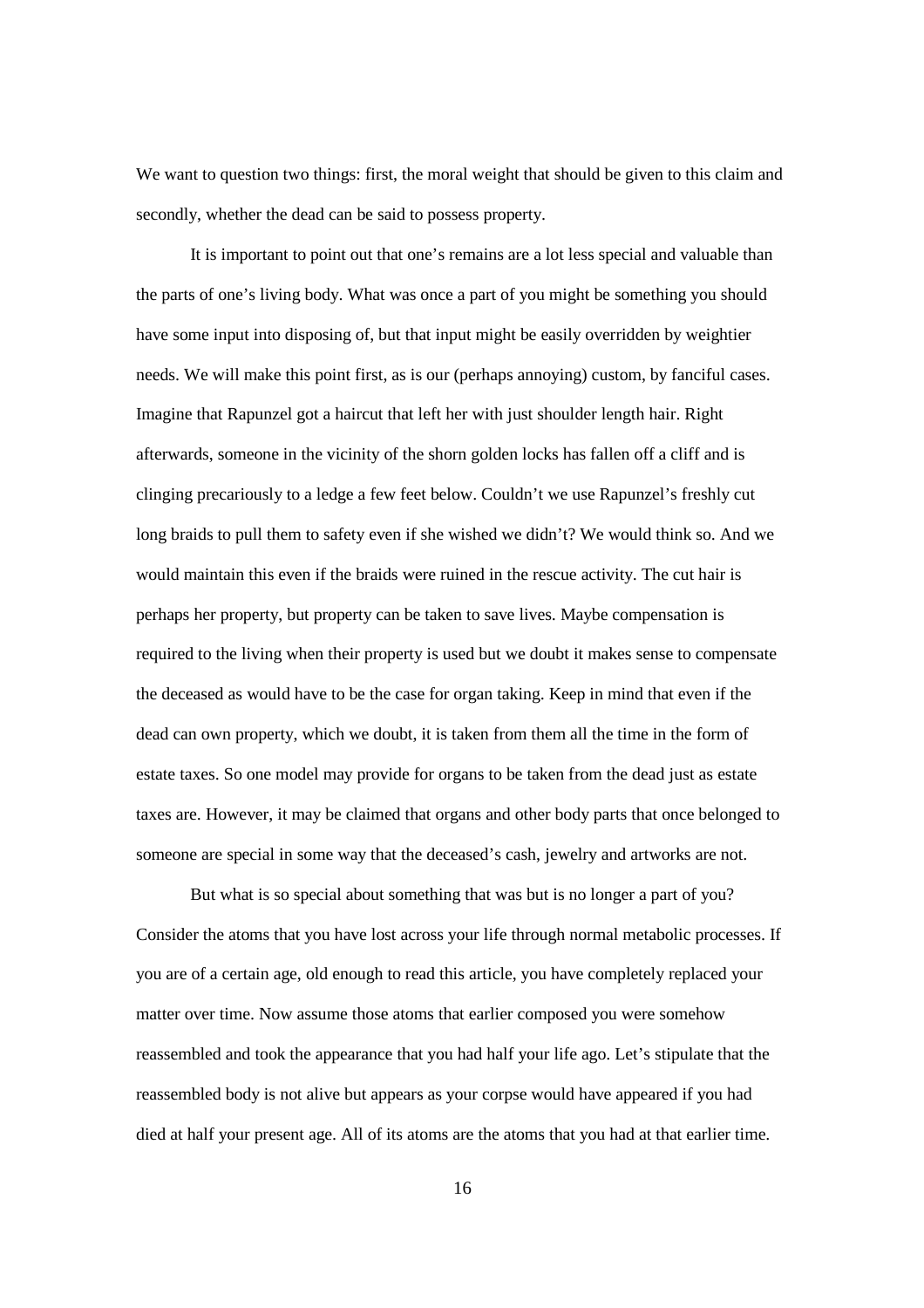We want to question two things: first, the moral weight that should be given to this claim and secondly, whether the dead can be said to possess property.

It is important to point out that one's remains are a lot less special and valuable than the parts of one's living body. What was once a part of you might be something you should have some input into disposing of, but that input might be easily overridden by weightier needs. We will make this point first, as is our (perhaps annoying) custom, by fanciful cases. Imagine that Rapunzel got a haircut that left her with just shoulder length hair. Right afterwards, someone in the vicinity of the shorn golden locks has fallen off a cliff and is clinging precariously to a ledge a few feet below. Couldn't we use Rapunzel's freshly cut long braids to pull them to safety even if she wished we didn't? We would think so. And we would maintain this even if the braids were ruined in the rescue activity. The cut hair is perhaps her property, but property can be taken to save lives. Maybe compensation is required to the living when their property is used but we doubt it makes sense to compensate the deceased as would have to be the case for organ taking. Keep in mind that even if the dead can own property, which we doubt, it is taken from them all the time in the form of estate taxes. So one model may provide for organs to be taken from the dead just as estate taxes are. However, it may be claimed that organs and other body parts that once belonged to someone are special in some way that the deceased's cash, jewelry and artworks are not.

But what is so special about something that was but is no longer a part of you? Consider the atoms that you have lost across your life through normal metabolic processes. If you are of a certain age, old enough to read this article, you have completely replaced your matter over time. Now assume those atoms that earlier composed you were somehow reassembled and took the appearance that you had half your life ago. Let's stipulate that the reassembled body is not alive but appears as your corpse would have appeared if you had died at half your present age. All of its atoms are the atoms that you had at that earlier time.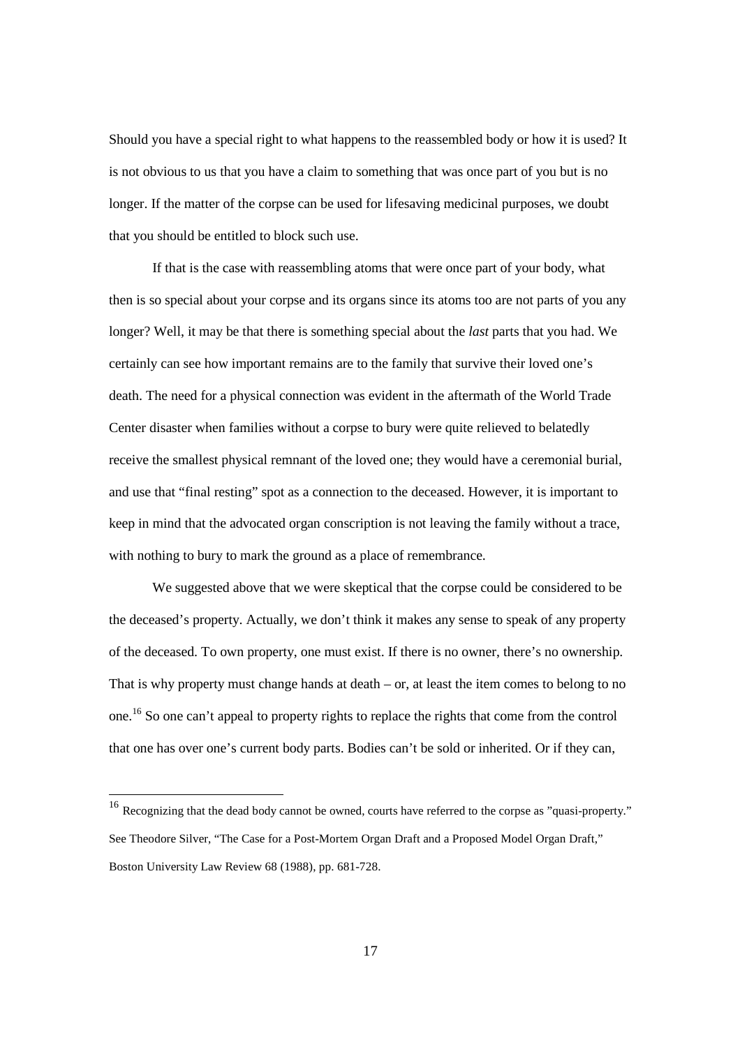Should you have a special right to what happens to the reassembled body or how it is used? It is not obvious to us that you have a claim to something that was once part of you but is no longer. If the matter of the corpse can be used for lifesaving medicinal purposes, we doubt that you should be entitled to block such use.

If that is the case with reassembling atoms that were once part of your body, what then is so special about your corpse and its organs since its atoms too are not parts of you any longer? Well, it may be that there is something special about the *last* parts that you had. We certainly can see how important remains are to the family that survive their loved one's death. The need for a physical connection was evident in the aftermath of the World Trade Center disaster when families without a corpse to bury were quite relieved to belatedly receive the smallest physical remnant of the loved one; they would have a ceremonial burial, and use that "final resting" spot as a connection to the deceased. However, it is important to keep in mind that the advocated organ conscription is not leaving the family without a trace, with nothing to bury to mark the ground as a place of remembrance.

We suggested above that we were skeptical that the corpse could be considered to be the deceased's property. Actually, we don't think it makes any sense to speak of any property of the deceased. To own property, one must exist. If there is no owner, there's no ownership. That is why property must change hands at death – or, at least the item comes to belong to no one.[16] So one can't appeal to property rights to replace the rights that come from the control that one has over one's current body parts. Bodies can't be sold or inherited. Or if they can,

---

[16] Recognizing that the dead body cannot be owned, courts have referred to the corpse as "quasi-property." See Theodore Silver, "The Case for a Post-Mortem Organ Draft and a Proposed Model Organ Draft," Boston University Law Review 68 (1988), pp. 681-728.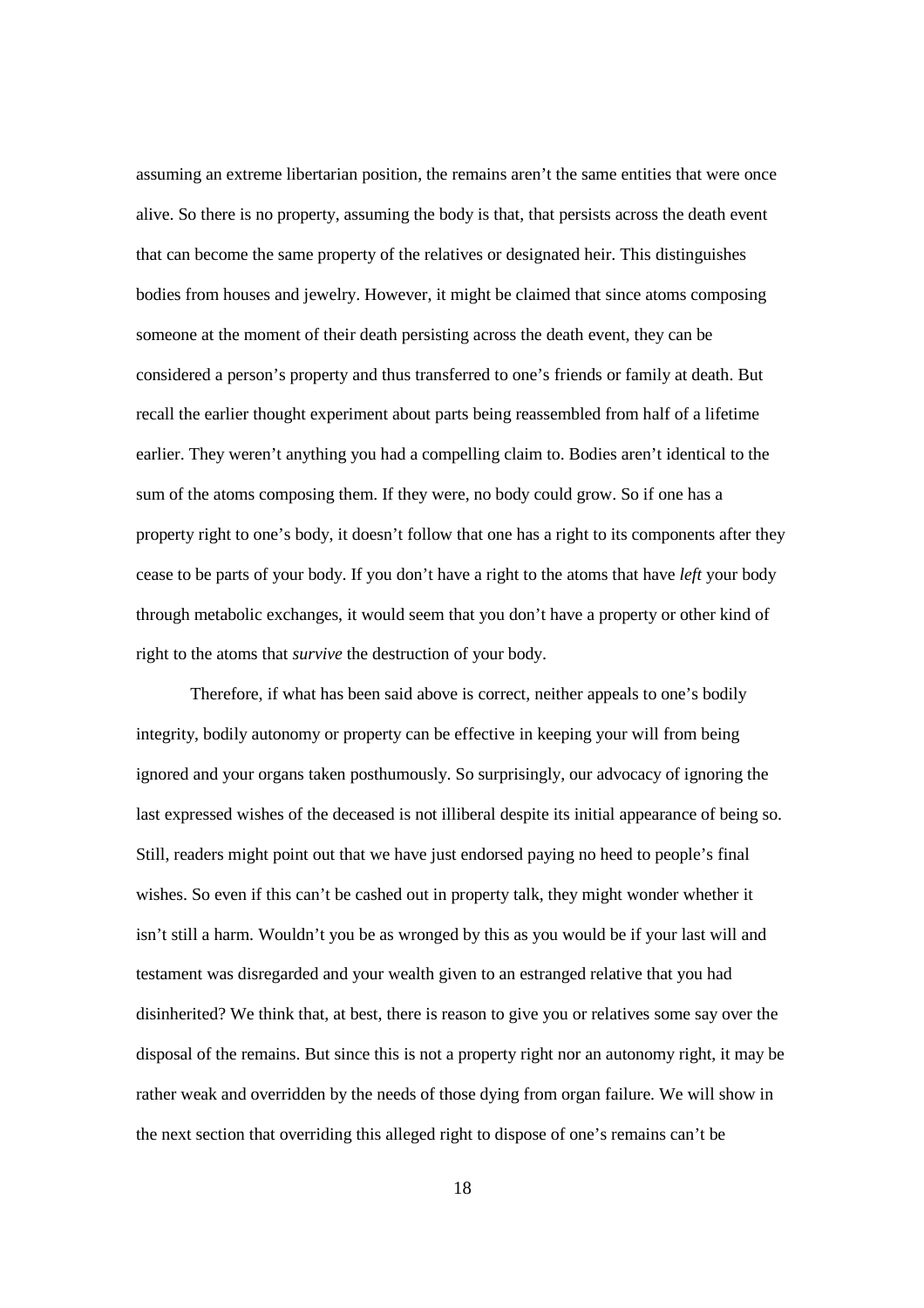assuming an extreme libertarian position, the remains aren't the same entities that were once alive. So there is no property, assuming the body is that, that persists across the death event that can become the same property of the relatives or designated heir. This distinguishes bodies from houses and jewelry. However, it might be claimed that since atoms composing someone at the moment of their death persisting across the death event, they can be considered a person's property and thus transferred to one's friends or family at death. But recall the earlier thought experiment about parts being reassembled from half of a lifetime earlier. They weren't anything you had a compelling claim to. Bodies aren't identical to the sum of the atoms composing them. If they were, no body could grow. So if one has a property right to one's body, it doesn't follow that one has a right to its components after they cease to be parts of your body. If you don't have a right to the atoms that have *left* your body through metabolic exchanges, it would seem that you don't have a property or other kind of right to the atoms that *survive* the destruction of your body.

Therefore, if what has been said above is correct, neither appeals to one's bodily integrity, bodily autonomy or property can be effective in keeping your will from being ignored and your organs taken posthumously. So surprisingly, our advocacy of ignoring the last expressed wishes of the deceased is not illiberal despite its initial appearance of being so. Still, readers might point out that we have just endorsed paying no heed to people's final wishes. So even if this can't be cashed out in property talk, they might wonder whether it isn't still a harm. Wouldn't you be as wronged by this as you would be if your last will and testament was disregarded and your wealth given to an estranged relative that you had disinherited? We think that, at best, there is reason to give you or relatives some say over the disposal of the remains. But since this is not a property right nor an autonomy right, it may be rather weak and overridden by the needs of those dying from organ failure. We will show in the next section that overriding this alleged right to dispose of one's remains can't be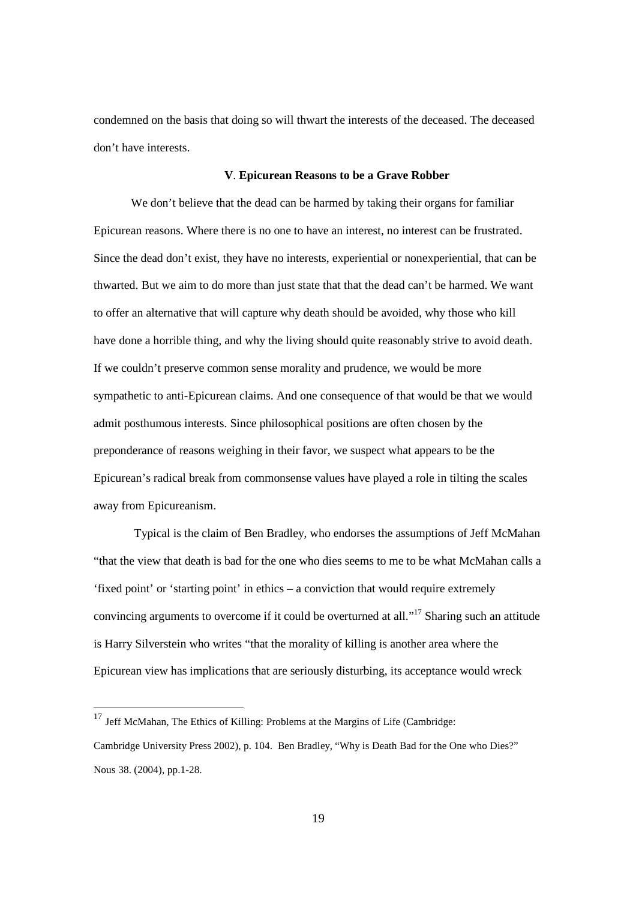condemned on the basis that doing so will thwart the interests of the deceased. The deceased don't have interests.

### **V**. **Epicurean Reasons to be a Grave Robber**

We don't believe that the dead can be harmed by taking their organs for familiar Epicurean reasons. Where there is no one to have an interest, no interest can be frustrated. Since the dead don't exist, they have no interests, experiential or nonexperiential, that can be thwarted. But we aim to do more than just state that that the dead can't be harmed. We want to offer an alternative that will capture why death should be avoided, why those who kill have done a horrible thing, and why the living should quite reasonably strive to avoid death. If we couldn't preserve common sense morality and prudence, we would be more sympathetic to anti-Epicurean claims. And one consequence of that would be that we would admit posthumous interests. Since philosophical positions are often chosen by the preponderance of reasons weighing in their favor, we suspect what appears to be the Epicurean's radical break from commonsense values have played a role in tilting the scales away from Epicureanism.

Typical is the claim of Ben Bradley, who endorses the assumptions of Jeff McMahan "that the view that death is bad for the one who dies seems to me to be what McMahan calls a 'fixed point' or 'starting point' in ethics – a conviction that would require extremely convincing arguments to overcome if it could be overturned at all."[17] Sharing such an attitude is Harry Silverstein who writes "that the morality of killing is another area where the Epicurean view has implications that are seriously disturbing, its acceptance would wreck

---

[17] Jeff McMahan, The Ethics of Killing: Problems at the Margins of Life (Cambridge: Cambridge University Press 2002), p. 104. Ben Bradley, "Why is Death Bad for the One who Dies?" Nous 38. (2004), pp.1-28.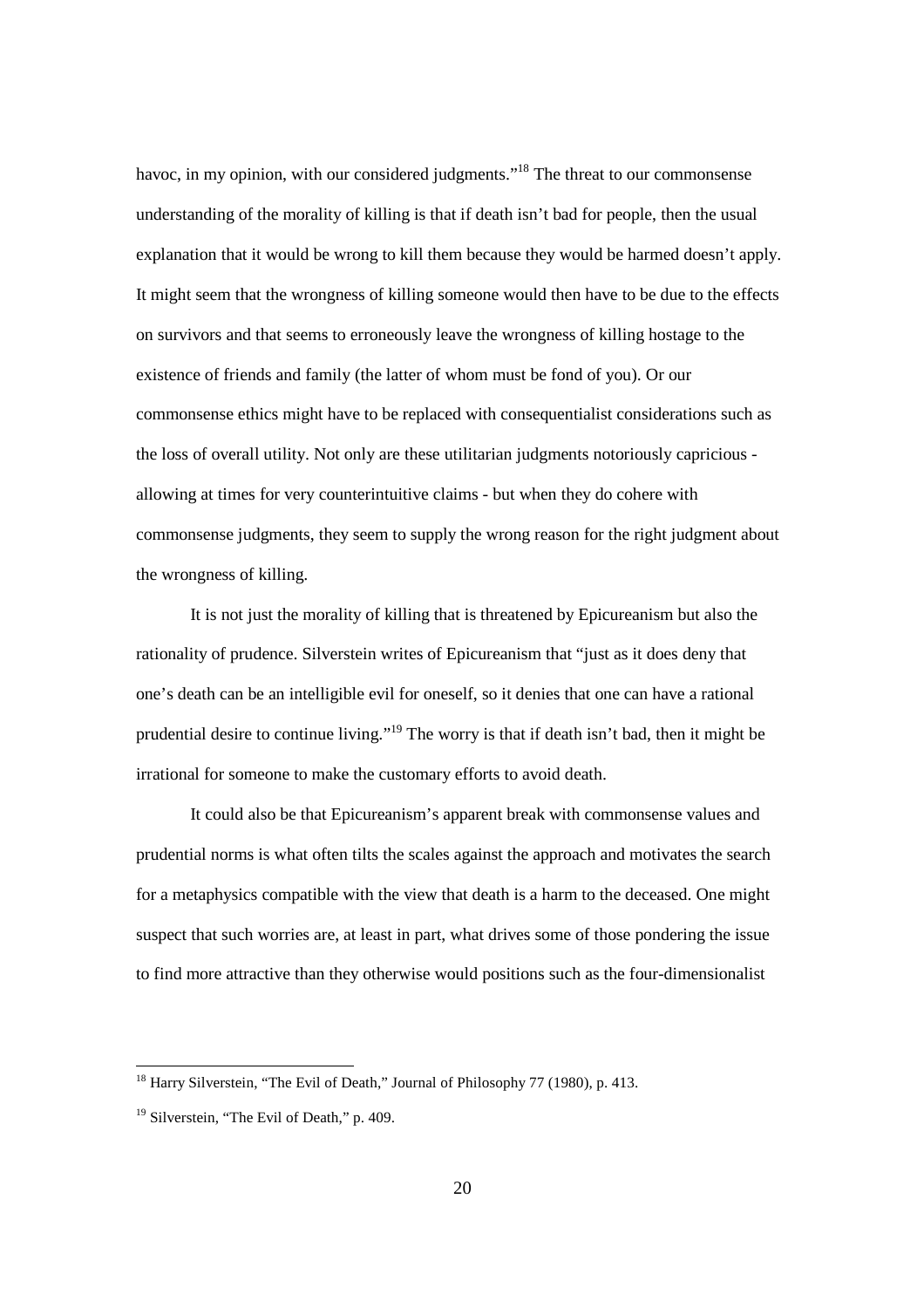havoc, in my opinion, with our considered judgments."[18] The threat to our commonsense understanding of the morality of killing is that if death isn't bad for people, then the usual explanation that it would be wrong to kill them because they would be harmed doesn't apply. It might seem that the wrongness of killing someone would then have to be due to the effects on survivors and that seems to erroneously leave the wrongness of killing hostage to the existence of friends and family (the latter of whom must be fond of you). Or our commonsense ethics might have to be replaced with consequentialist considerations such as the loss of overall utility. Not only are these utilitarian judgments notoriously capricious - allowing at times for very counterintuitive claims - but when they do cohere with commonsense judgments, they seem to supply the wrong reason for the right judgment about the wrongness of killing.

It is not just the morality of killing that is threatened by Epicureanism but also the rationality of prudence. Silverstein writes of Epicureanism that "just as it does deny that one's death can be an intelligible evil for oneself, so it denies that one can have a rational prudential desire to continue living."[19] The worry is that if death isn't bad, then it might be irrational for someone to make the customary efforts to avoid death.

It could also be that Epicureanism's apparent break with commonsense values and prudential norms is what often tilts the scales against the approach and motivates the search for a metaphysics compatible with the view that death is a harm to the deceased. One might suspect that such worries are, at least in part, what drives some of those pondering the issue to find more attractive than they otherwise would positions such as the four-dimensionalist

---

[18] Harry Silverstein, "The Evil of Death," Journal of Philosophy 77 (1980), p. 413.

[19] Silverstein, "The Evil of Death," p. 409.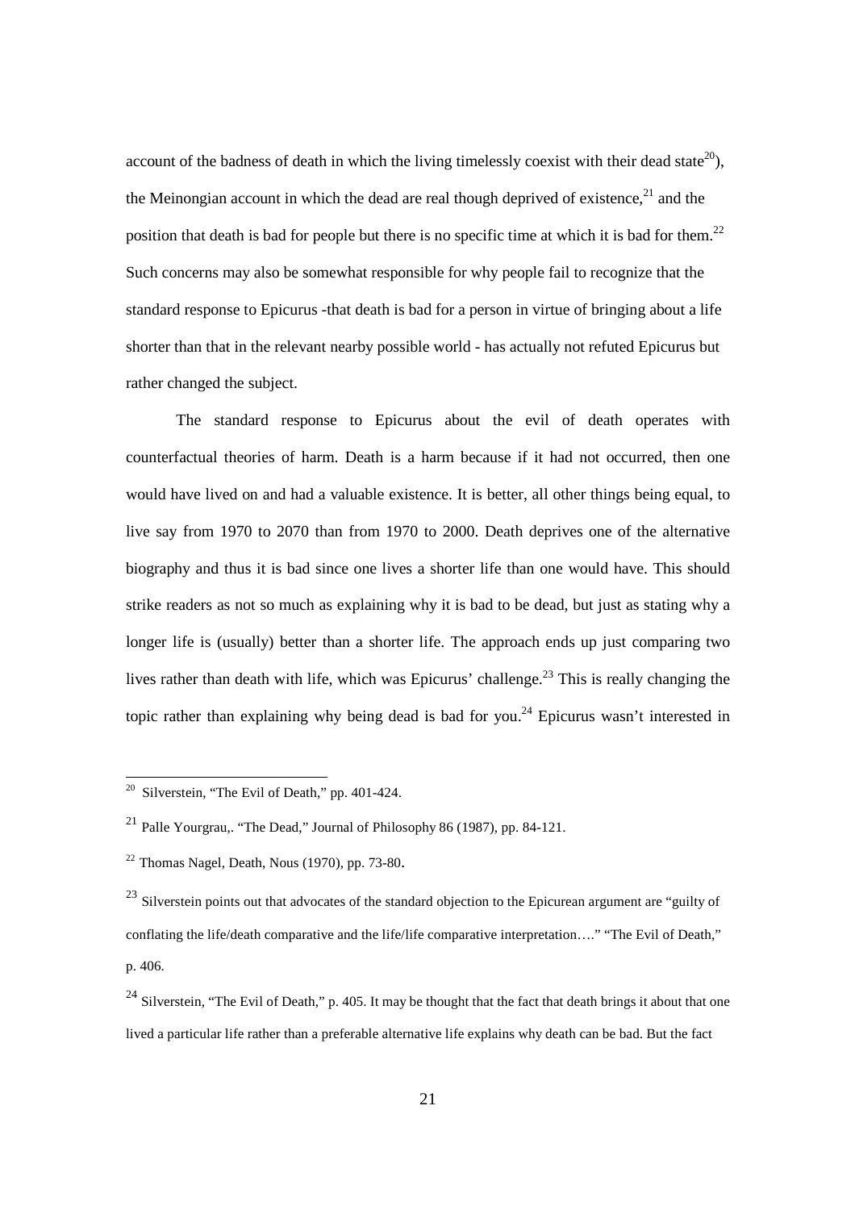account of the badness of death in which the living timelessly coexist with their dead state[20]), the Meinongian account in which the dead are real though deprived of existence,[21] and the position that death is bad for people but there is no specific time at which it is bad for them.[22] Such concerns may also be somewhat responsible for why people fail to recognize that the standard response to Epicurus -that death is bad for a person in virtue of bringing about a life shorter than that in the relevant nearby possible world - has actually not refuted Epicurus but rather changed the subject.

The standard response to Epicurus about the evil of death operates with counterfactual theories of harm. Death is a harm because if it had not occurred, then one would have lived on and had a valuable existence. It is better, all other things being equal, to live say from 1970 to 2070 than from 1970 to 2000. Death deprives one of the alternative biography and thus it is bad since one lives a shorter life than one would have. This should strike readers as not so much as explaining why it is bad to be dead, but just as stating why a longer life is (usually) better than a shorter life. The approach ends up just comparing two lives rather than death with life, which was Epicurus' challenge.[23] This is really changing the topic rather than explaining why being dead is bad for you.[24] Epicurus wasn't interested in

---

[20] Silverstein, "The Evil of Death," pp. 401-424.

[21] Palle Yourgrau,. "The Dead," Journal of Philosophy 86 (1987), pp. 84-121.

[22] Thomas Nagel, Death, Nous (1970), pp. 73-80.

[23] Silverstein points out that advocates of the standard objection to the Epicurean argument are "guilty of conflating the life/death comparative and the life/life comparative interpretation…." "The Evil of Death," p. 406.

[24] Silverstein, "The Evil of Death," p. 405. It may be thought that the fact that death brings it about that one lived a particular life rather than a preferable alternative life explains why death can be bad. But the fact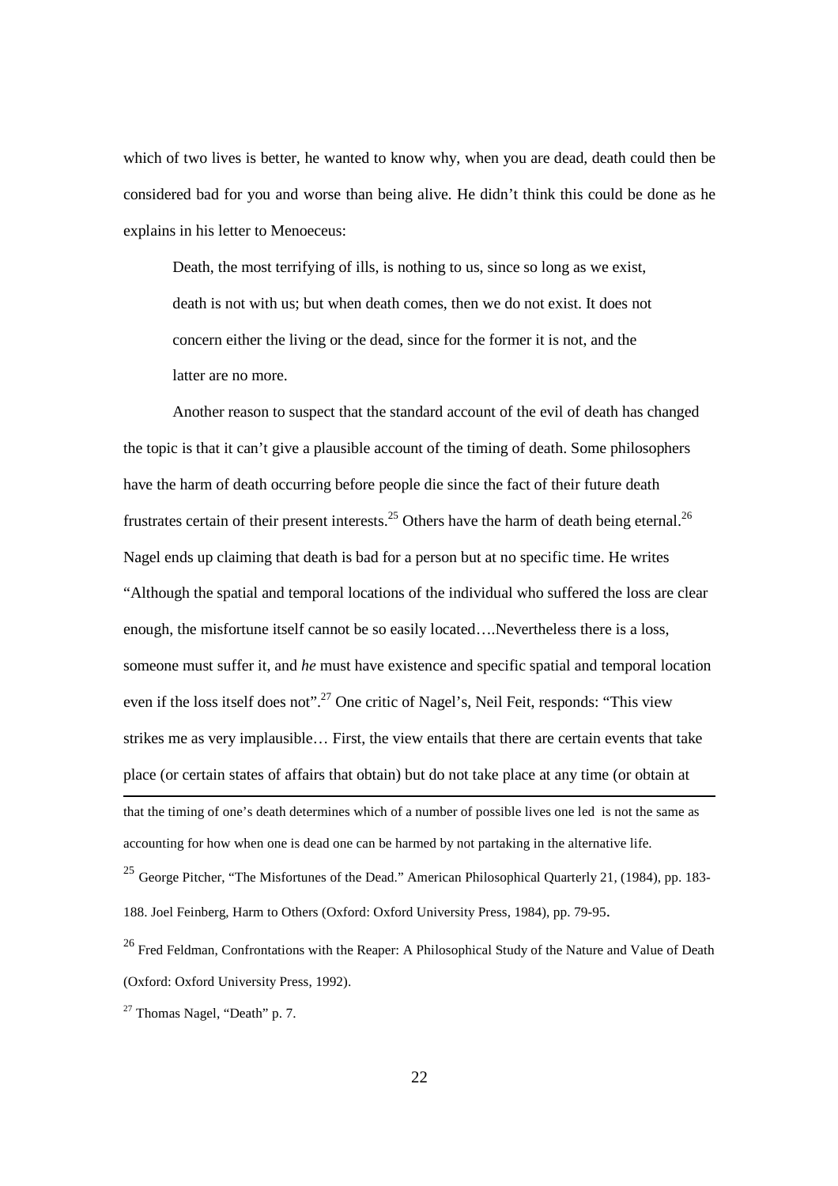which of two lives is better, he wanted to know why, when you are dead, death could then be considered bad for you and worse than being alive. He didn't think this could be done as he explains in his letter to Menoeceus:

> Death, the most terrifying of ills, is nothing to us, since so long as we exist, death is not with us; but when death comes, then we do not exist. It does not concern either the living or the dead, since for the former it is not, and the latter are no more.

Another reason to suspect that the standard account of the evil of death has changed the topic is that it can't give a plausible account of the timing of death. Some philosophers have the harm of death occurring before people die since the fact of their future death frustrates certain of their present interests.[25] Others have the harm of death being eternal.[26] Nagel ends up claiming that death is bad for a person but at no specific time. He writes "Although the spatial and temporal locations of the individual who suffered the loss are clear enough, the misfortune itself cannot be so easily located….Nevertheless there is a loss, someone must suffer it, and *he* must have existence and specific spatial and temporal location even if the loss itself does not".[27] One critic of Nagel's, Neil Feit, responds: "This view strikes me as very implausible… First, the view entails that there are certain events that take place (or certain states of affairs that obtain) but do not take place at any time (or obtain at

---

that the timing of one's death determines which of a number of possible lives one led is not the same as accounting for how when one is dead one can be harmed by not partaking in the alternative life.

[25] George Pitcher, "The Misfortunes of the Dead." American Philosophical Quarterly 21, (1984), pp. 183-188. Joel Feinberg, Harm to Others (Oxford: Oxford University Press, 1984), pp. 79-95.

[26] Fred Feldman, Confrontations with the Reaper: A Philosophical Study of the Nature and Value of Death (Oxford: Oxford University Press, 1992).

[27] Thomas Nagel, "Death" p. 7.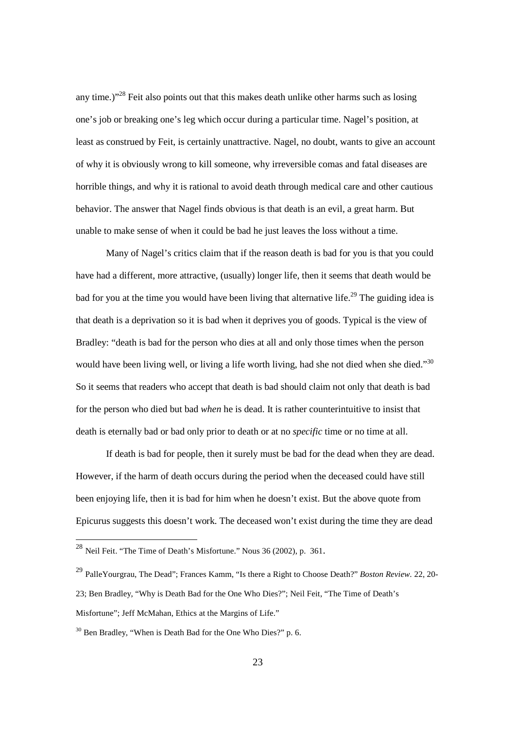any time.)"[28] Feit also points out that this makes death unlike other harms such as losing one's job or breaking one's leg which occur during a particular time. Nagel's position, at least as construed by Feit, is certainly unattractive. Nagel, no doubt, wants to give an account of why it is obviously wrong to kill someone, why irreversible comas and fatal diseases are horrible things, and why it is rational to avoid death through medical care and other cautious behavior. The answer that Nagel finds obvious is that death is an evil, a great harm. But unable to make sense of when it could be bad he just leaves the loss without a time.

Many of Nagel's critics claim that if the reason death is bad for you is that you could have had a different, more attractive, (usually) longer life, then it seems that death would be bad for you at the time you would have been living that alternative life.[29] The guiding idea is that death is a deprivation so it is bad when it deprives you of goods. Typical is the view of Bradley: "death is bad for the person who dies at all and only those times when the person would have been living well, or living a life worth living, had she not died when she died."[30] So it seems that readers who accept that death is bad should claim not only that death is bad for the person who died but bad *when* he is dead. It is rather counterintuitive to insist that death is eternally bad or bad only prior to death or at no *specific* time or no time at all.

If death is bad for people, then it surely must be bad for the dead when they are dead. However, if the harm of death occurs during the period when the deceased could have still been enjoying life, then it is bad for him when he doesn't exist. But the above quote from Epicurus suggests this doesn't work. The deceased won't exist during the time they are dead

---

[28] Neil Feit. "The Time of Death's Misfortune." Nous 36 (2002), p. 361.

[29] PalleYourgrau, The Dead"; Frances Kamm, "Is there a Right to Choose Death?" *Boston Review*. 22, 20-23; Ben Bradley, "Why is Death Bad for the One Who Dies?"; Neil Feit, "The Time of Death's Misfortune"; Jeff McMahan, Ethics at the Margins of Life."

[30] Ben Bradley, "When is Death Bad for the One Who Dies?" p. 6.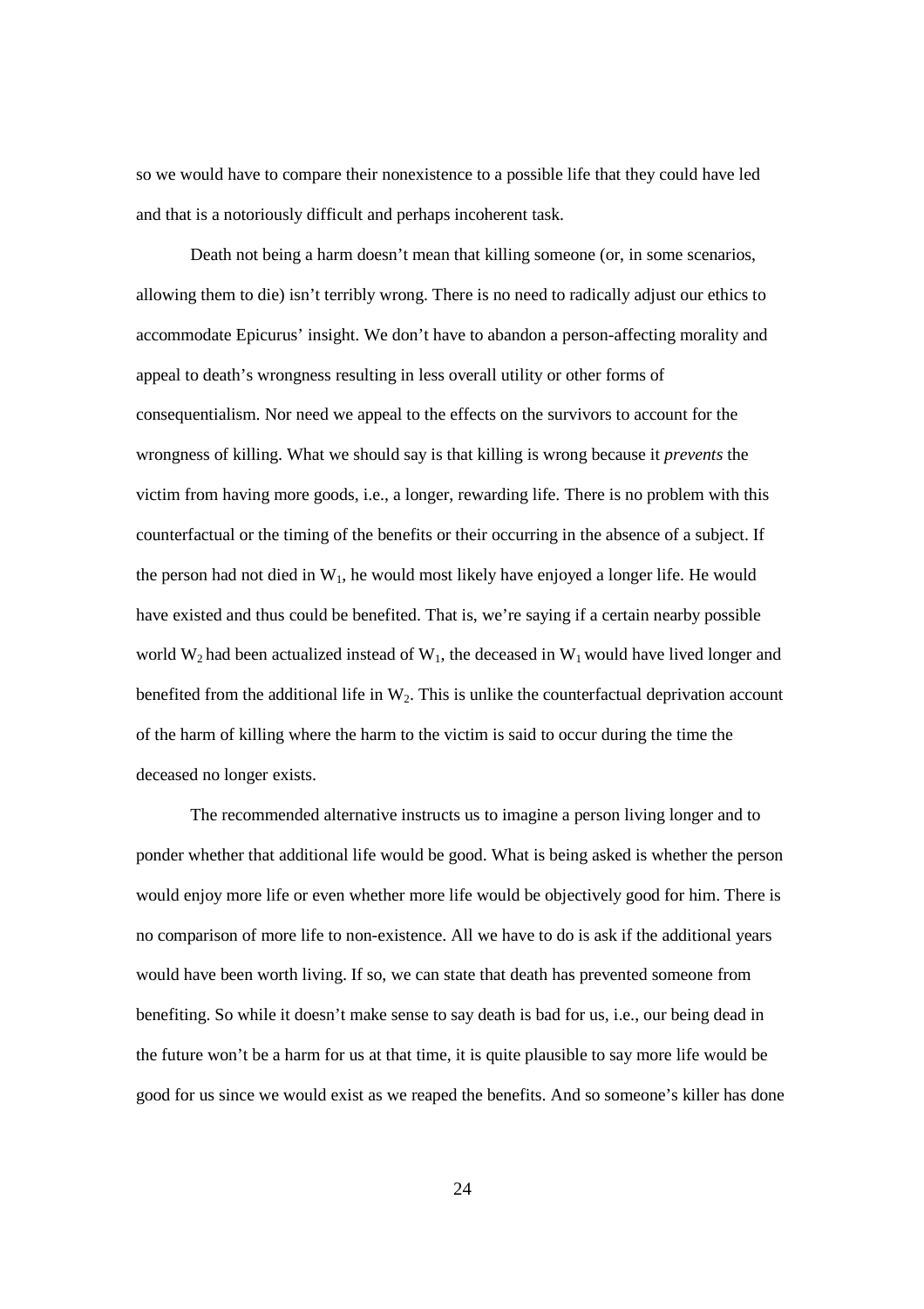so we would have to compare their nonexistence to a possible life that they could have led and that is a notoriously difficult and perhaps incoherent task.

Death not being a harm doesn't mean that killing someone (or, in some scenarios, allowing them to die) isn't terribly wrong. There is no need to radically adjust our ethics to accommodate Epicurus' insight. We don't have to abandon a person-affecting morality and appeal to death's wrongness resulting in less overall utility or other forms of consequentialism. Nor need we appeal to the effects on the survivors to account for the wrongness of killing. What we should say is that killing is wrong because it *prevents* the victim from having more goods, i.e., a longer, rewarding life. There is no problem with this counterfactual or the timing of the benefits or their occurring in the absence of a subject. If the person had not died in $W_1$, he would most likely have enjoyed a longer life. He would have existed and thus could be benefited. That is, we're saying if a certain nearby possible world $W_2$ had been actualized instead of $W_1$, the deceased in $W_1$ would have lived longer and benefited from the additional life in $W_2$. This is unlike the counterfactual deprivation account of the harm of killing where the harm to the victim is said to occur during the time the deceased no longer exists.

The recommended alternative instructs us to imagine a person living longer and to ponder whether that additional life would be good. What is being asked is whether the person would enjoy more life or even whether more life would be objectively good for him. There is no comparison of more life to non-existence. All we have to do is ask if the additional years would have been worth living. If so, we can state that death has prevented someone from benefiting. So while it doesn't make sense to say death is bad for us, i.e., our being dead in the future won't be a harm for us at that time, it is quite plausible to say more life would be good for us since we would exist as we reaped the benefits. And so someone's killer has done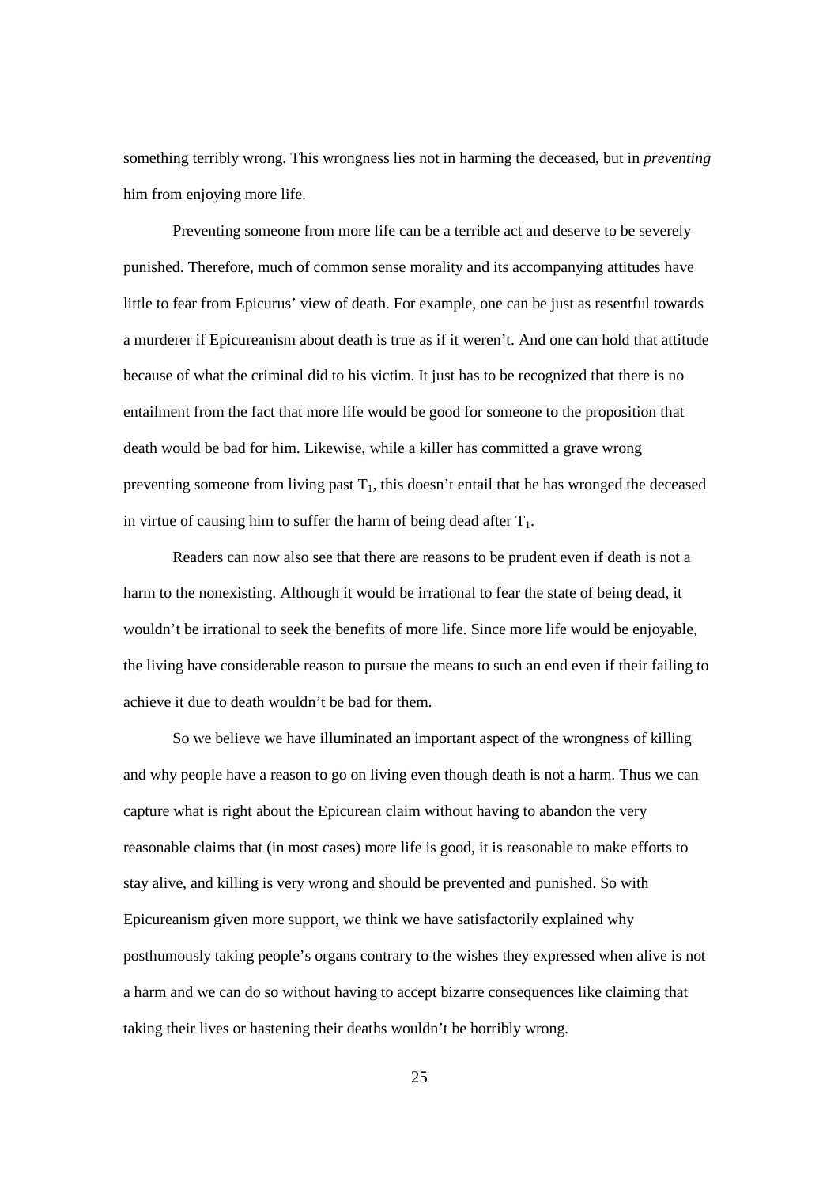something terribly wrong. This wrongness lies not in harming the deceased, but in *preventing* him from enjoying more life.

Preventing someone from more life can be a terrible act and deserve to be severely punished. Therefore, much of common sense morality and its accompanying attitudes have little to fear from Epicurus' view of death. For example, one can be just as resentful towards a murderer if Epicureanism about death is true as if it weren't. And one can hold that attitude because of what the criminal did to his victim. It just has to be recognized that there is no entailment from the fact that more life would be good for someone to the proposition that death would be bad for him. Likewise, while a killer has committed a grave wrong preventing someone from living past $T_1$, this doesn't entail that he has wronged the deceased in virtue of causing him to suffer the harm of being dead after $T_1$.

Readers can now also see that there are reasons to be prudent even if death is not a harm to the nonexisting. Although it would be irrational to fear the state of being dead, it wouldn't be irrational to seek the benefits of more life. Since more life would be enjoyable, the living have considerable reason to pursue the means to such an end even if their failing to achieve it due to death wouldn't be bad for them.

So we believe we have illuminated an important aspect of the wrongness of killing and why people have a reason to go on living even though death is not a harm. Thus we can capture what is right about the Epicurean claim without having to abandon the very reasonable claims that (in most cases) more life is good, it is reasonable to make efforts to stay alive, and killing is very wrong and should be prevented and punished. So with Epicureanism given more support, we think we have satisfactorily explained why posthumously taking people's organs contrary to the wishes they expressed when alive is not a harm and we can do so without having to accept bizarre consequences like claiming that taking their lives or hastening their deaths wouldn't be horribly wrong.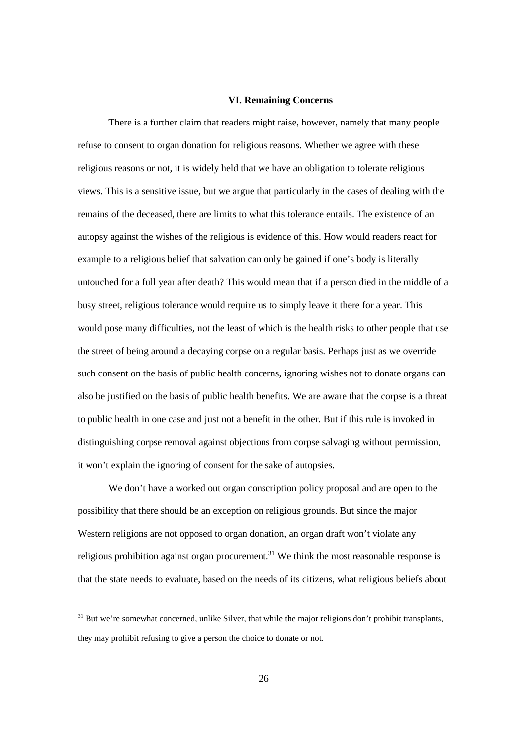## VI. Remaining Concerns

There is a further claim that readers might raise, however, namely that many people refuse to consent to organ donation for religious reasons. Whether we agree with these religious reasons or not, it is widely held that we have an obligation to tolerate religious views. This is a sensitive issue, but we argue that particularly in the cases of dealing with the remains of the deceased, there are limits to what this tolerance entails. The existence of an autopsy against the wishes of the religious is evidence of this. How would readers react for example to a religious belief that salvation can only be gained if one's body is literally untouched for a full year after death? This would mean that if a person died in the middle of a busy street, religious tolerance would require us to simply leave it there for a year. This would pose many difficulties, not the least of which is the health risks to other people that use the street of being around a decaying corpse on a regular basis. Perhaps just as we override such consent on the basis of public health concerns, ignoring wishes not to donate organs can also be justified on the basis of public health benefits. We are aware that the corpse is a threat to public health in one case and just not a benefit in the other. But if this rule is invoked in distinguishing corpse removal against objections from corpse salvaging without permission, it won't explain the ignoring of consent for the sake of autopsies.

We don't have a worked out organ conscription policy proposal and are open to the possibility that there should be an exception on religious grounds. But since the major Western religions are not opposed to organ donation, an organ draft won't violate any religious prohibition against organ procurement.[31] We think the most reasonable response is that the state needs to evaluate, based on the needs of its citizens, what religious beliefs about

[31] But we're somewhat concerned, unlike Silver, that while the major religions don't prohibit transplants, they may prohibit refusing to give a person the choice to donate or not.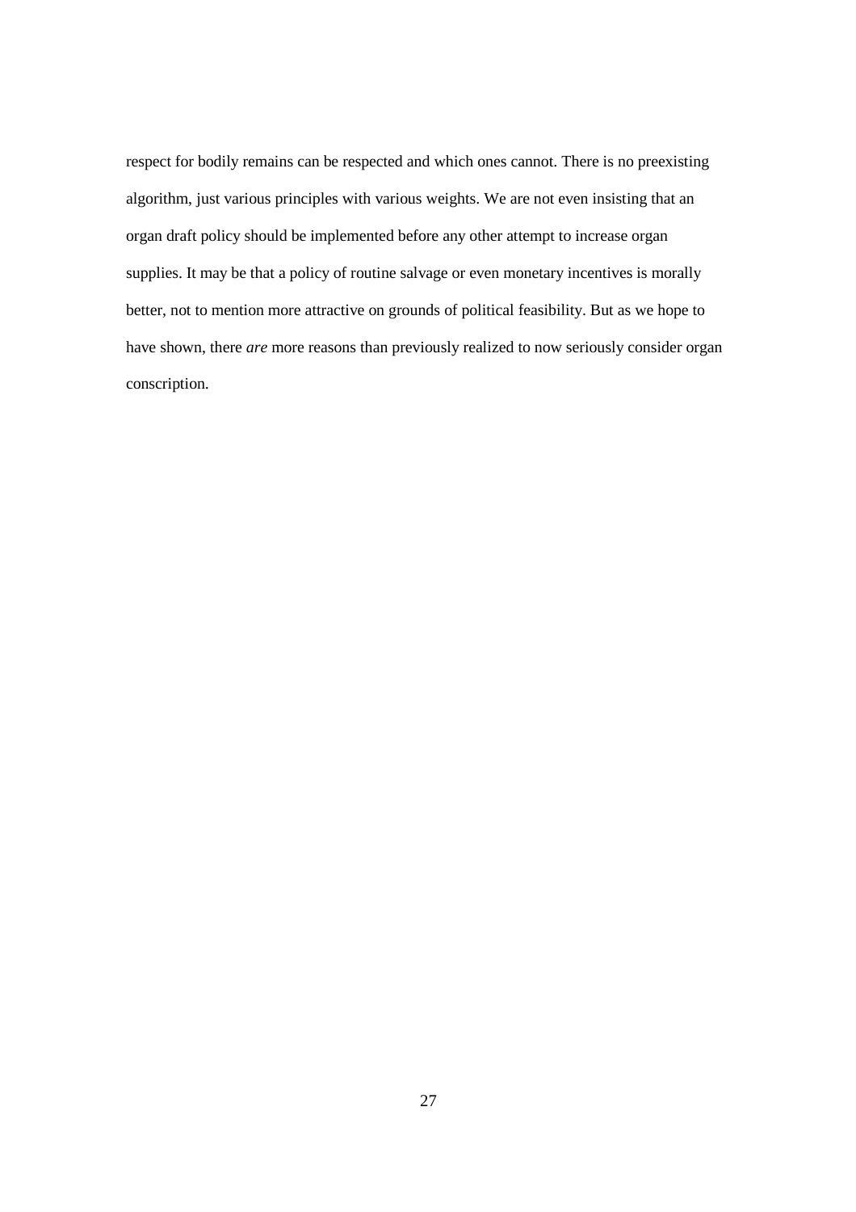respect for bodily remains can be respected and which ones cannot. There is no preexisting algorithm, just various principles with various weights. We are not even insisting that an organ draft policy should be implemented before any other attempt to increase organ supplies. It may be that a policy of routine salvage or even monetary incentives is morally better, not to mention more attractive on grounds of political feasibility. But as we hope to have shown, there *are* more reasons than previously realized to now seriously consider organ conscription.